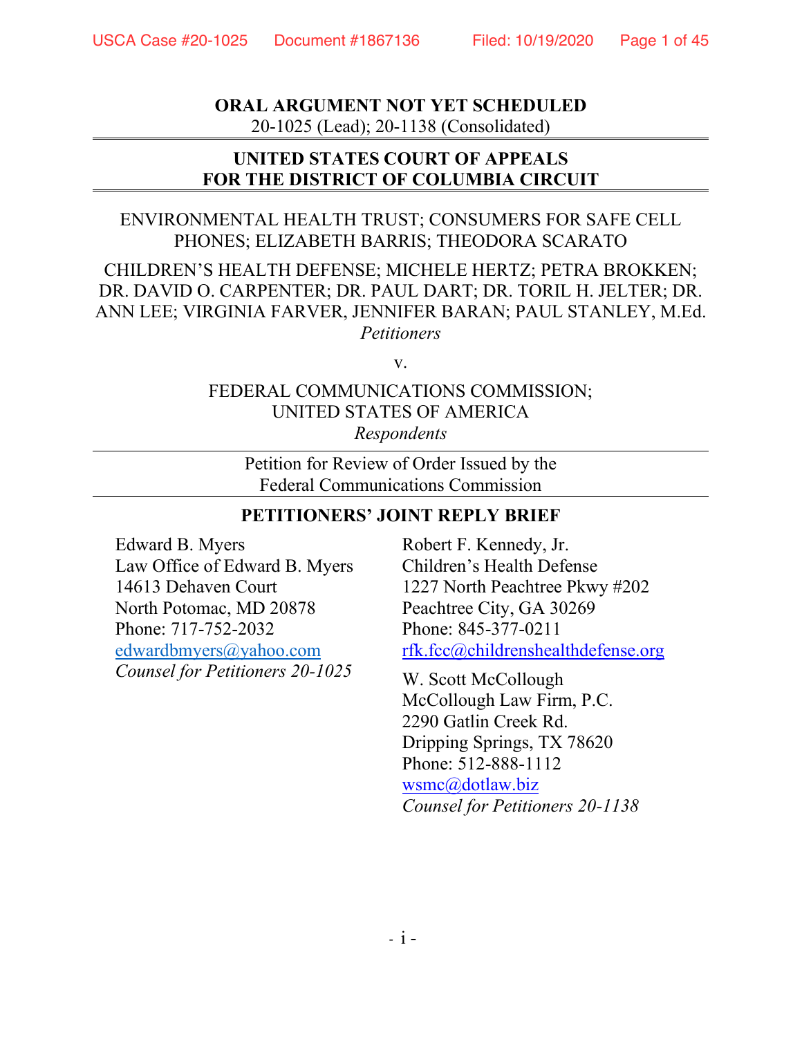**ORAL ARGUMENT NOT YET SCHEDULED**
20-1025 (Lead); 20-1138 (Consolidated)

---

**UNITED STATES COURT OF APPEALS**
**FOR THE DISTRICT OF COLUMBIA CIRCUIT**

---

ENVIRONMENTAL HEALTH TRUST; CONSUMERS FOR SAFE CELL PHONES; ELIZABETH BARRIS; THEODORA SCARATO

CHILDREN'S HEALTH DEFENSE; MICHELE HERTZ; PETRA BROKKEN; DR. DAVID O. CARPENTER; DR. PAUL DART; DR. TORIL H. JELTER; DR. ANN LEE; VIRGINIA FARVER, JENNIFER BARAN; PAUL STANLEY, M.Ed.
*Petitioners*

v.

FEDERAL COMMUNICATIONS COMMISSION;
UNITED STATES OF AMERICA
*Respondents*

---

Petition for Review of Order Issued by the
Federal Communications Commission

---

**PETITIONERS' JOINT REPLY BRIEF**

Edward B. Myers
Law Office of Edward B. Myers
14613 Dehaven Court
North Potomac, MD 20878
Phone: 717-752-2032
edwardbmyers@yahoo.com
*Counsel for Petitioners 20-1025*

Robert F. Kennedy, Jr.
Children's Health Defense
1227 North Peachtree Pkwy #202
Peachtree City, GA 30269
Phone: 845-377-0211
rfk.fcc@childrenshealthdefense.org

W. Scott McCollough
McCollough Law Firm, P.C.
2290 Gatlin Creek Rd.
Dripping Springs, TX 78620
Phone: 512-888-1112
wsmc@dotlaw.biz
*Counsel for Petitioners 20-1138*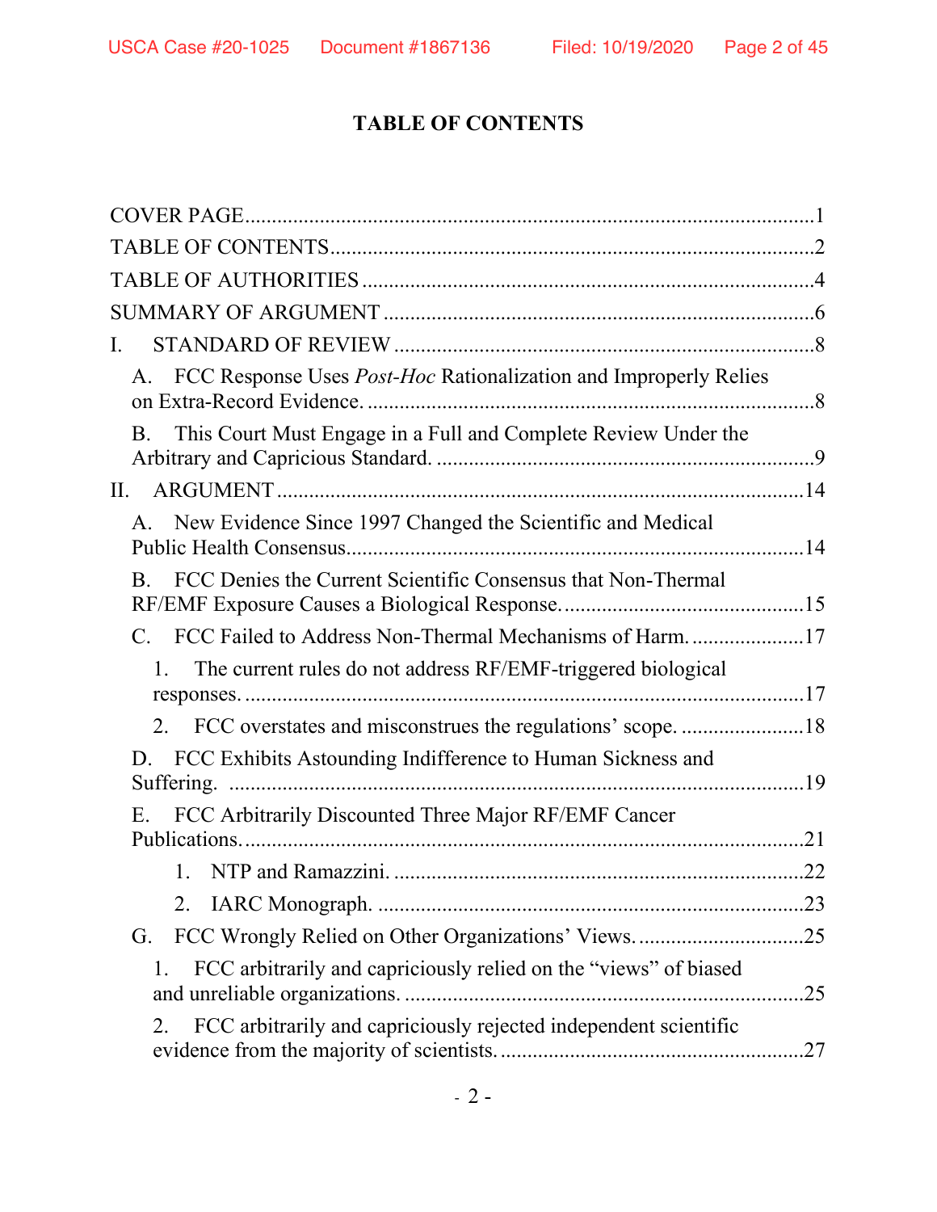# TABLE OF CONTENTS

COVER PAGE ........................................................................................................ 1

TABLE OF CONTENTS ......................................................................................... 2

TABLE OF AUTHORITIES .................................................................................... 4

SUMMARY OF ARGUMENT .................................................................................. 6

I. STANDARD OF REVIEW ................................................................................ 8

A. FCC Response Uses *Post-Hoc* Rationalization and Improperly Relies on Extra-Record Evidence. ..................................................................... 8

B. This Court Must Engage in a Full and Complete Review Under the Arbitrary and Capricious Standard. ........................................................ 9

II. ARGUMENT .................................................................................................. 14

A. New Evidence Since 1997 Changed the Scientific and Medical Public Health Consensus ....................................................................... 14

B. FCC Denies the Current Scientific Consensus that Non-Thermal RF/EMF Exposure Causes a Biological Response. ............................................. 15

C. FCC Failed to Address Non-Thermal Mechanisms of Harm. ..................... 17

1. The current rules do not address RF/EMF-triggered biological responses. ....................................................................................... 17

2. FCC overstates and misconstrues the regulations' scope. ....................... 18

D. FCC Exhibits Astounding Indifference to Human Sickness and Suffering. ........................................................................................... 19

E. FCC Arbitrarily Discounted Three Major RF/EMF Cancer Publications. ....................................................................................... 21

1. NTP and Ramazzini. ............................................................................ 22

2. IARC Monograph. ............................................................................... 23

G. FCC Wrongly Relied on Other Organizations' Views. ............................... 25

1. FCC arbitrarily and capriciously relied on the "views" of biased and unreliable organizations. ......................................................... 25

2. FCC arbitrarily and capriciously rejected independent scientific evidence from the majority of scientists. ........................................ 27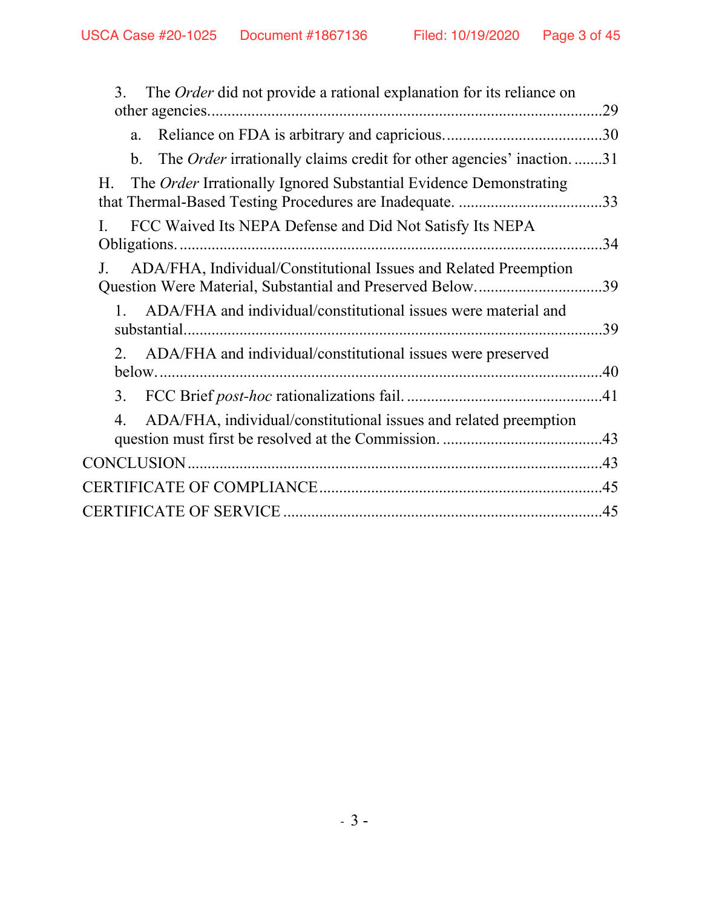3. The *Order* did not provide a rational explanation for its reliance on other agencies. .....29

a. Reliance on FDA is arbitrary and capricious. .....30

b. The *Order* irrationally claims credit for other agencies' inaction. .....31

H. The *Order* Irrationally Ignored Substantial Evidence Demonstrating that Thermal-Based Testing Procedures are Inadequate. .....33

I. FCC Waived Its NEPA Defense and Did Not Satisfy Its NEPA Obligations. .....34

J. ADA/FHA, Individual/Constitutional Issues and Related Preemption Question Were Material, Substantial and Preserved Below. .....39

1. ADA/FHA and individual/constitutional issues were material and substantial. .....39

2. ADA/FHA and individual/constitutional issues were preserved below. .....40

3. FCC Brief *post-hoc* rationalizations fail. .....41

4. ADA/FHA, individual/constitutional issues and related preemption question must first be resolved at the Commission. .....43

CONCLUSION .....43

CERTIFICATE OF COMPLIANCE .....45

CERTIFICATE OF SERVICE .....45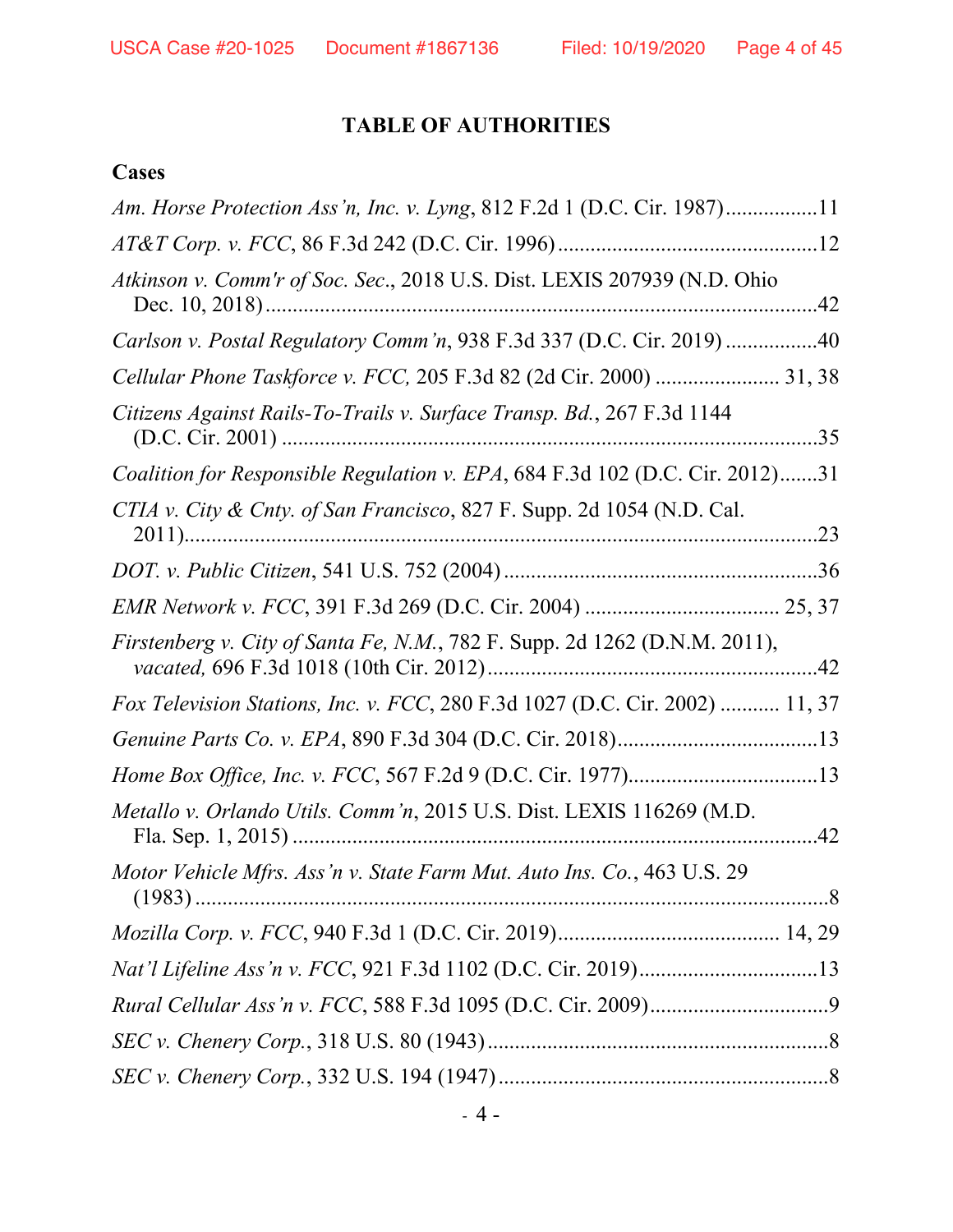## TABLE OF AUTHORITIES

### Cases

*Am. Horse Protection Ass'n, Inc. v. Lyng*, 812 F.2d 1 (D.C. Cir. 1987).................11

*AT&T Corp. v. FCC*, 86 F.3d 242 (D.C. Cir. 1996)................................................12

*Atkinson v. Comm'r of Soc. Sec*., 2018 U.S. Dist. LEXIS 207939 (N.D. Ohio Dec. 10, 2018).......................................................................................................42

*Carlson v. Postal Regulatory Comm'n*, 938 F.3d 337 (D.C. Cir. 2019) .................40

*Cellular Phone Taskforce v. FCC,* 205 F.3d 82 (2d Cir. 2000) ....................... 31, 38

*Citizens Against Rails-To-Trails v. Surface Transp. Bd.*, 267 F.3d 1144 (D.C. Cir. 2001) ..................................................................................................35

*Coalition for Responsible Regulation v. EPA*, 684 F.3d 102 (D.C. Cir. 2012).......31

*CTIA v. City & Cnty. of San Francisco*, 827 F. Supp. 2d 1054 (N.D. Cal. 2011).........................................................................................................................23

*DOT. v. Public Citizen*, 541 U.S. 752 (2004) ..........................................................36

*EMR Network v. FCC*, 391 F.3d 269 (D.C. Cir. 2004) ................................... 25, 37

*Firstenberg v. City of Santa Fe, N.M.*, 782 F. Supp. 2d 1262 (D.N.M. 2011), *vacated,* 696 F.3d 1018 (10th Cir. 2012).............................................................42

*Fox Television Stations, Inc. v. FCC*, 280 F.3d 1027 (D.C. Cir. 2002) ........... 11, 37

*Genuine Parts Co. v. EPA*, 890 F.3d 304 (D.C. Cir. 2018).....................................13

*Home Box Office, Inc. v. FCC*, 567 F.2d 9 (D.C. Cir. 1977)...................................13

*Metallo v. Orlando Utils. Comm'n*, 2015 U.S. Dist. LEXIS 116269 (M.D. Fla. Sep. 1, 2015) .................................................................................................42

*Motor Vehicle Mfrs. Ass'n v. State Farm Mut. Auto Ins. Co.*, 463 U.S. 29 (1983) .........................................................................................................................8

*Mozilla Corp. v. FCC*, 940 F.3d 1 (D.C. Cir. 2019)........................................ 14, 29

*Nat'l Lifeline Ass'n v. FCC*, 921 F.3d 1102 (D.C. Cir. 2019).................................13

*Rural Cellular Ass'n v. FCC*, 588 F.3d 1095 (D.C. Cir. 2009).................................9

*SEC v. Chenery Corp.*, 318 U.S. 80 (1943)................................................................8

*SEC v. Chenery Corp.*, 332 U.S. 194 (1947).............................................................8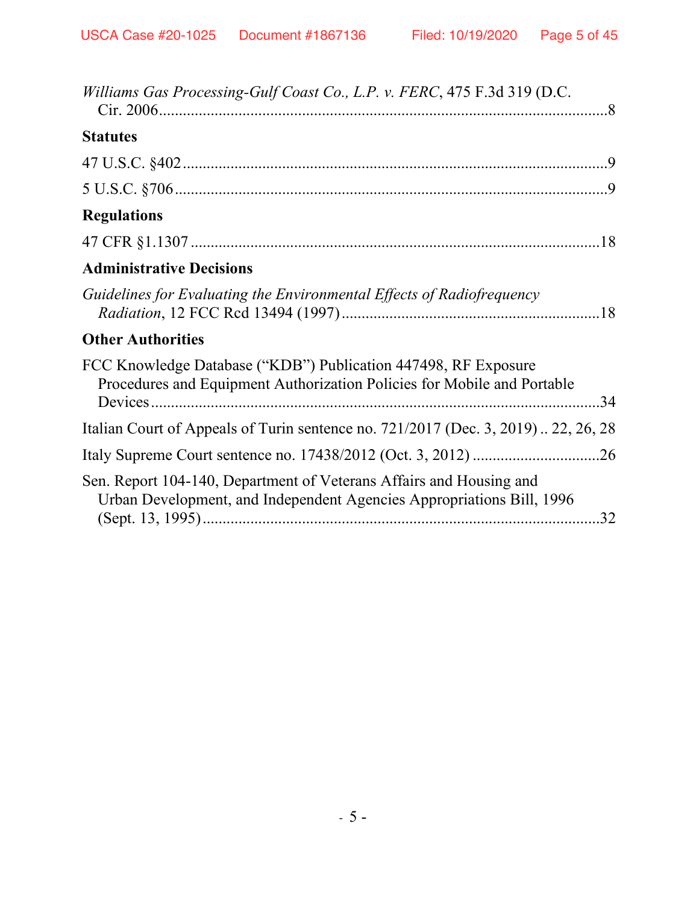*Williams Gas Processing-Gulf Coast Co., L.P. v. FERC*, 475 F.3d 319 (D.C. Cir. 2006................................................................................................8

**Statutes**

47 U.S.C. §402..........................................................................................9

5 U.S.C. §706............................................................................................9

**Regulations**

47 CFR §1.1307......................................................................................18

**Administrative Decisions**

*Guidelines for Evaluating the Environmental Effects of Radiofrequency Radiation*, 12 FCC Rcd 13494 (1997)...............................................................18

**Other Authorities**

FCC Knowledge Database ("KDB") Publication 447498, RF Exposure Procedures and Equipment Authorization Policies for Mobile and Portable Devices.................................................................................................34

Italian Court of Appeals of Turin sentence no. 721/2017 (Dec. 3, 2019) .. 22, 26, 28

Italy Supreme Court sentence no. 17438/2012 (Oct. 3, 2012) ...............................26

Sen. Report 104-140, Department of Veterans Affairs and Housing and Urban Development, and Independent Agencies Appropriations Bill, 1996 (Sept. 13, 1995)....................................................................................32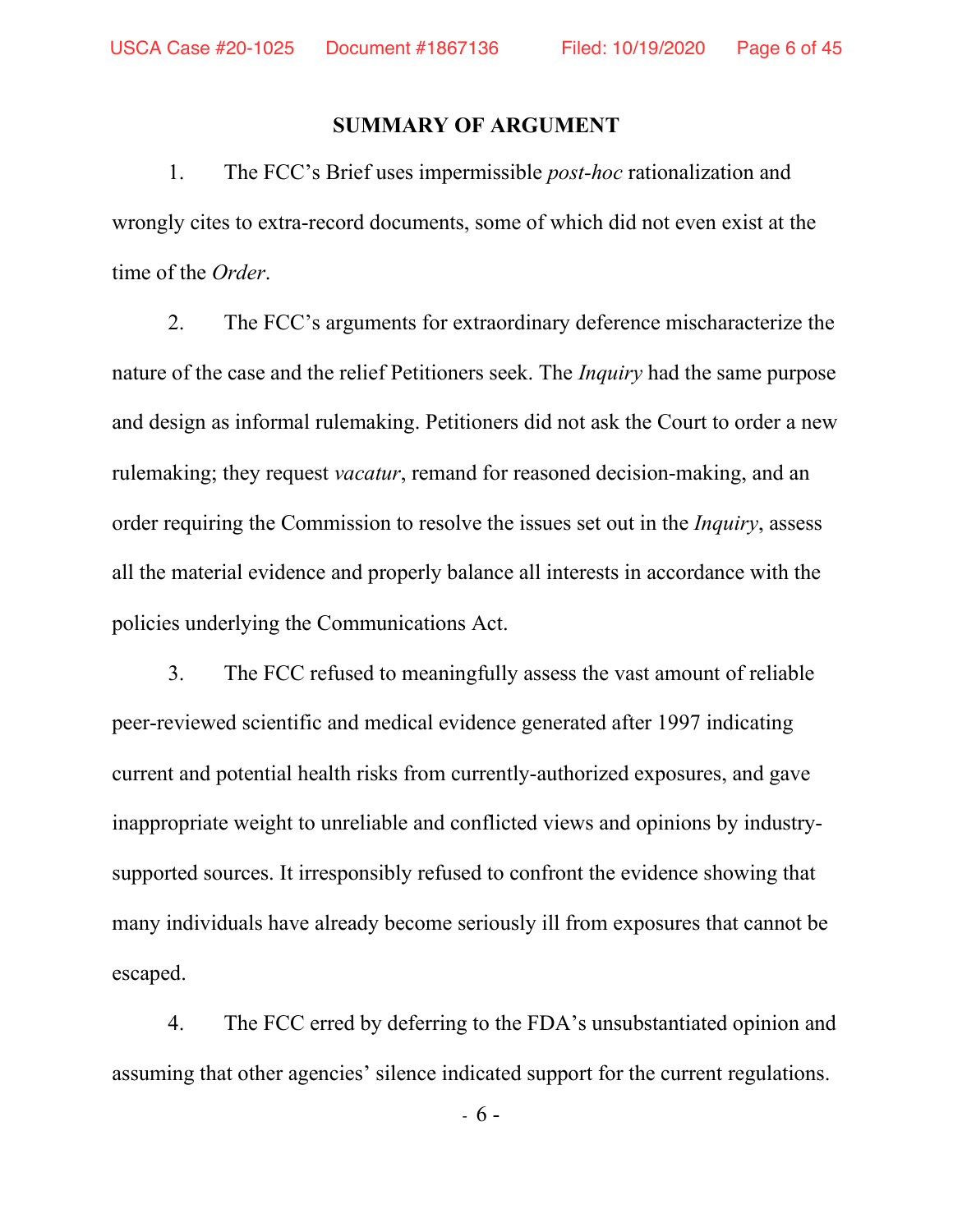## SUMMARY OF ARGUMENT

1. The FCC's Brief uses impermissible *post-hoc* rationalization and wrongly cites to extra-record documents, some of which did not even exist at the time of the *Order*.

2. The FCC's arguments for extraordinary deference mischaracterize the nature of the case and the relief Petitioners seek. The *Inquiry* had the same purpose and design as informal rulemaking. Petitioners did not ask the Court to order a new rulemaking; they request *vacatur*, remand for reasoned decision-making, and an order requiring the Commission to resolve the issues set out in the *Inquiry*, assess all the material evidence and properly balance all interests in accordance with the policies underlying the Communications Act.

3. The FCC refused to meaningfully assess the vast amount of reliable peer-reviewed scientific and medical evidence generated after 1997 indicating current and potential health risks from currently-authorized exposures, and gave inappropriate weight to unreliable and conflicted views and opinions by industry-supported sources. It irresponsibly refused to confront the evidence showing that many individuals have already become seriously ill from exposures that cannot be escaped.

4. The FCC erred by deferring to the FDA's unsubstantiated opinion and assuming that other agencies' silence indicated support for the current regulations.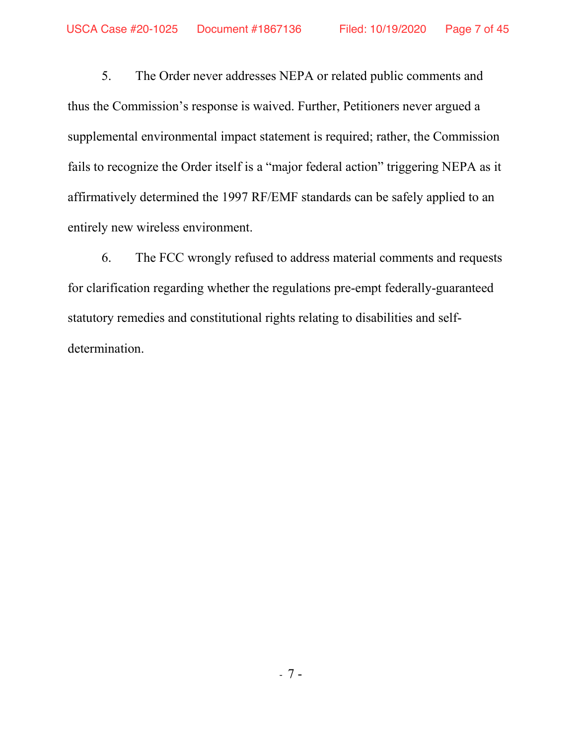5. The Order never addresses NEPA or related public comments and thus the Commission's response is waived. Further, Petitioners never argued a supplemental environmental impact statement is required; rather, the Commission fails to recognize the Order itself is a "major federal action" triggering NEPA as it affirmatively determined the 1997 RF/EMF standards can be safely applied to an entirely new wireless environment.

6. The FCC wrongly refused to address material comments and requests for clarification regarding whether the regulations pre-empt federally-guaranteed statutory remedies and constitutional rights relating to disabilities and self-determination.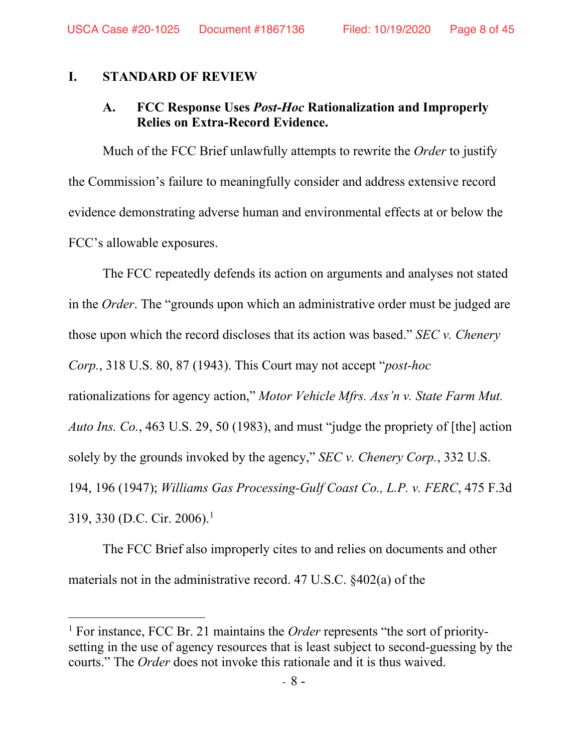## I. STANDARD OF REVIEW

### A. FCC Response Uses *Post-Hoc* Rationalization and Improperly Relies on Extra-Record Evidence.

Much of the FCC Brief unlawfully attempts to rewrite the *Order* to justify the Commission's failure to meaningfully consider and address extensive record evidence demonstrating adverse human and environmental effects at or below the FCC's allowable exposures.

The FCC repeatedly defends its action on arguments and analyses not stated in the *Order*. The "grounds upon which an administrative order must be judged are those upon which the record discloses that its action was based." *SEC v. Chenery Corp.*, 318 U.S. 80, 87 (1943). This Court may not accept "*post-hoc* rationalizations for agency action," *Motor Vehicle Mfrs. Ass'n v. State Farm Mut. Auto Ins. Co.*, 463 U.S. 29, 50 (1983), and must "judge the propriety of [the] action solely by the grounds invoked by the agency," *SEC v. Chenery Corp.*, 332 U.S. 194, 196 (1947); *Williams Gas Processing-Gulf Coast Co., L.P. v. FERC*, 475 F.3d 319, 330 (D.C. Cir. 2006).[1]

The FCC Brief also improperly cites to and relies on documents and other materials not in the administrative record. 47 U.S.C. §402(a) of the

---

[1] For instance, FCC Br. 21 maintains the *Order* represents "the sort of priority-setting in the use of agency resources that is least subject to second-guessing by the courts." The *Order* does not invoke this rationale and it is thus waived.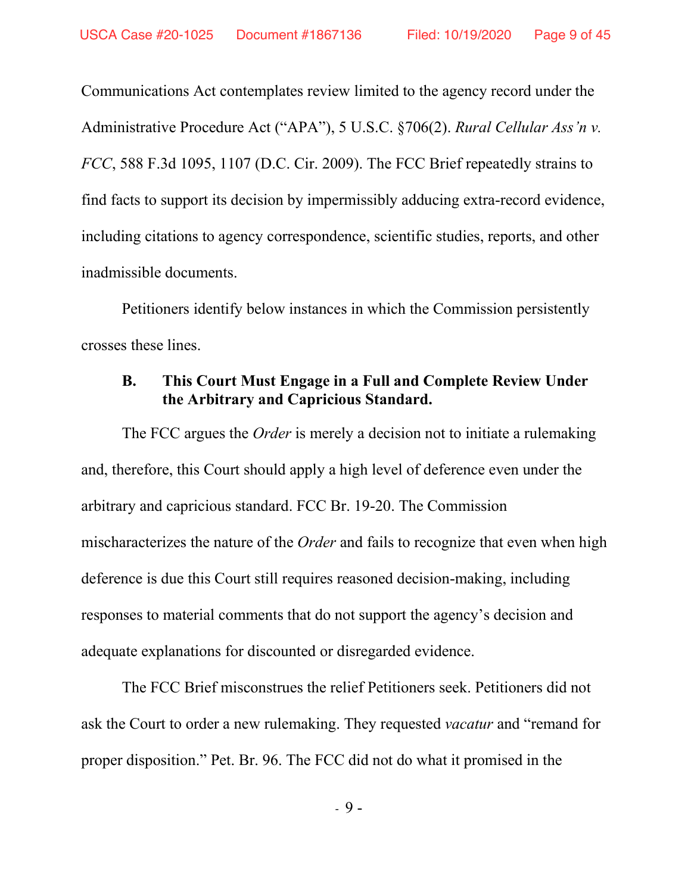Communications Act contemplates review limited to the agency record under the Administrative Procedure Act ("APA"), 5 U.S.C. §706(2). *Rural Cellular Ass'n v. FCC*, 588 F.3d 1095, 1107 (D.C. Cir. 2009). The FCC Brief repeatedly strains to find facts to support its decision by impermissibly adducing extra-record evidence, including citations to agency correspondence, scientific studies, reports, and other inadmissible documents.

Petitioners identify below instances in which the Commission persistently crosses these lines.

### B. This Court Must Engage in a Full and Complete Review Under the Arbitrary and Capricious Standard.

The FCC argues the *Order* is merely a decision not to initiate a rulemaking and, therefore, this Court should apply a high level of deference even under the arbitrary and capricious standard. FCC Br. 19-20. The Commission mischaracterizes the nature of the *Order* and fails to recognize that even when high deference is due this Court still requires reasoned decision-making, including responses to material comments that do not support the agency's decision and adequate explanations for discounted or disregarded evidence.

The FCC Brief misconstrues the relief Petitioners seek. Petitioners did not ask the Court to order a new rulemaking. They requested *vacatur* and "remand for proper disposition." Pet. Br. 96. The FCC did not do what it promised in the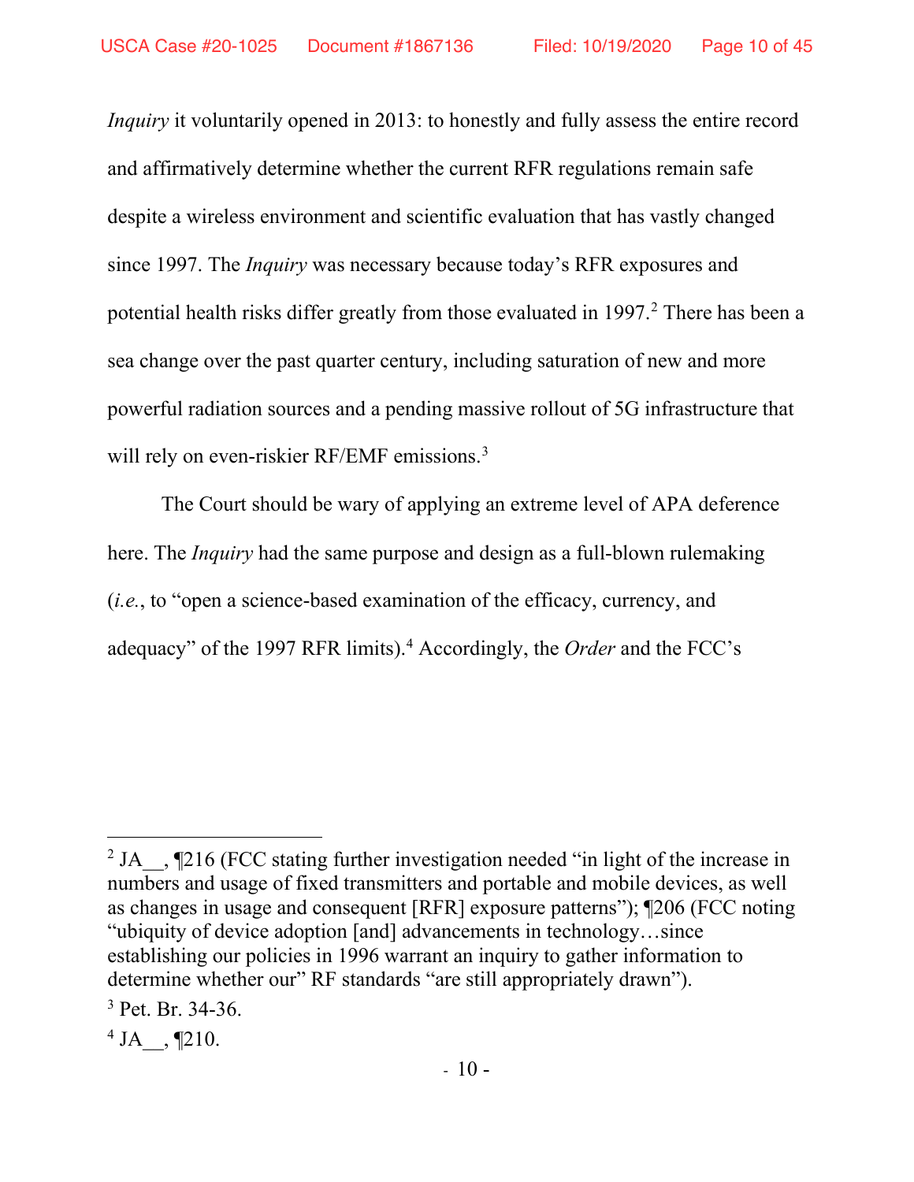*Inquiry* it voluntarily opened in 2013: to honestly and fully assess the entire record and affirmatively determine whether the current RFR regulations remain safe despite a wireless environment and scientific evaluation that has vastly changed since 1997. The *Inquiry* was necessary because today's RFR exposures and potential health risks differ greatly from those evaluated in 1997.[2] There has been a sea change over the past quarter century, including saturation of new and more powerful radiation sources and a pending massive rollout of 5G infrastructure that will rely on even-riskier RF/EMF emissions.[3]

The Court should be wary of applying an extreme level of APA deference here. The *Inquiry* had the same purpose and design as a full-blown rulemaking (*i.e.*, to "open a science-based examination of the efficacy, currency, and adequacy" of the 1997 RFR limits).[4] Accordingly, the *Order* and the FCC's

---

[2] JA__, ¶216 (FCC stating further investigation needed "in light of the increase in numbers and usage of fixed transmitters and portable and mobile devices, as well as changes in usage and consequent [RFR] exposure patterns"); ¶206 (FCC noting "ubiquity of device adoption [and] advancements in technology…since establishing our policies in 1996 warrant an inquiry to gather information to determine whether our" RF standards "are still appropriately drawn").

[3] Pet. Br. 34-36.

[4] JA__, ¶210.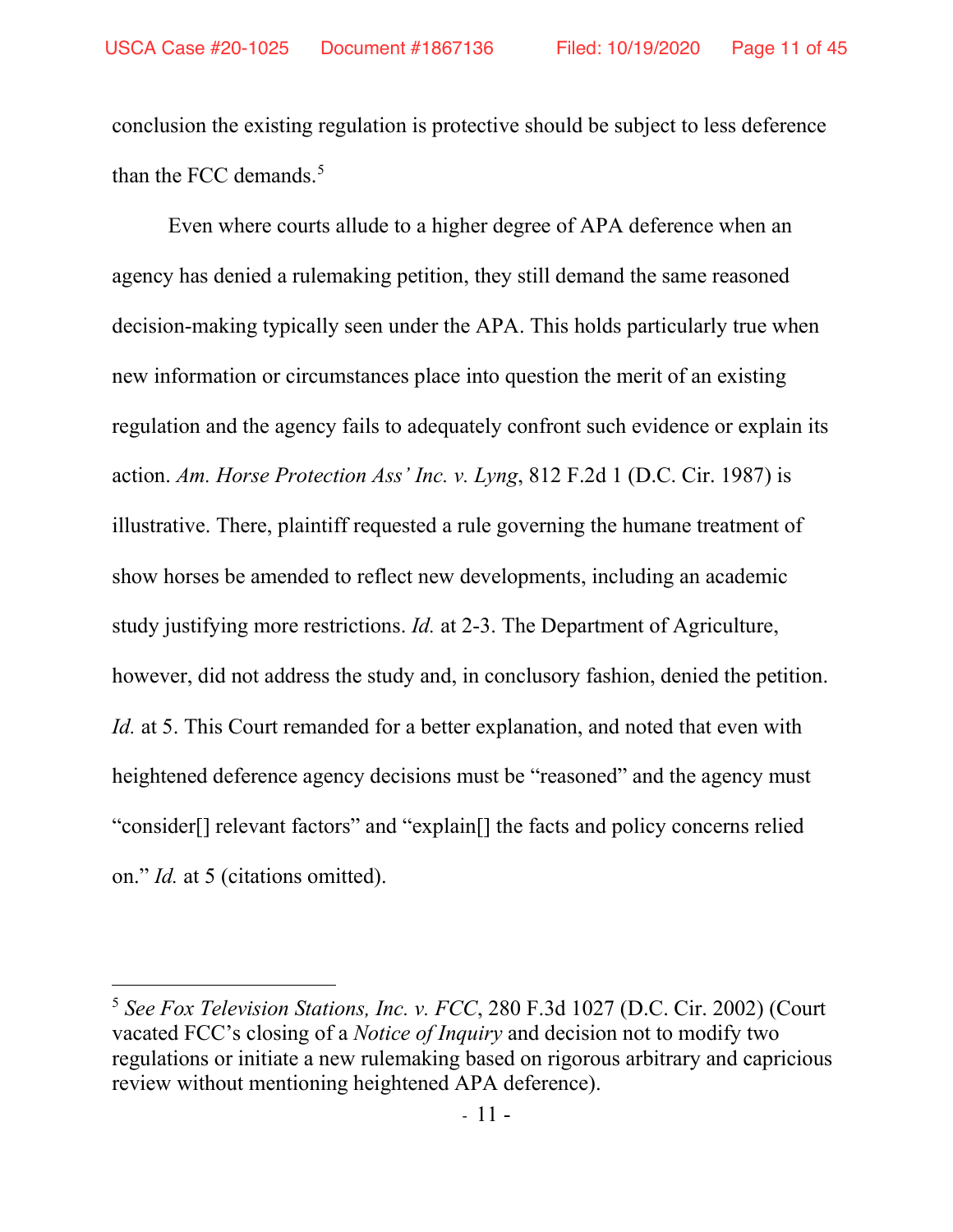conclusion the existing regulation is protective should be subject to less deference than the FCC demands.[5]

Even where courts allude to a higher degree of APA deference when an agency has denied a rulemaking petition, they still demand the same reasoned decision-making typically seen under the APA. This holds particularly true when new information or circumstances place into question the merit of an existing regulation and the agency fails to adequately confront such evidence or explain its action. *Am. Horse Protection Ass' Inc. v. Lyng*, 812 F.2d 1 (D.C. Cir. 1987) is illustrative. There, plaintiff requested a rule governing the humane treatment of show horses be amended to reflect new developments, including an academic study justifying more restrictions. *Id.* at 2-3. The Department of Agriculture, however, did not address the study and, in conclusory fashion, denied the petition. *Id.* at 5. This Court remanded for a better explanation, and noted that even with heightened deference agency decisions must be "reasoned" and the agency must "consider[] relevant factors" and "explain[] the facts and policy concerns relied on." *Id.* at 5 (citations omitted).

---

[5] *See Fox Television Stations, Inc. v. FCC*, 280 F.3d 1027 (D.C. Cir. 2002) (Court vacated FCC's closing of a *Notice of Inquiry* and decision not to modify two regulations or initiate a new rulemaking based on rigorous arbitrary and capricious review without mentioning heightened APA deference).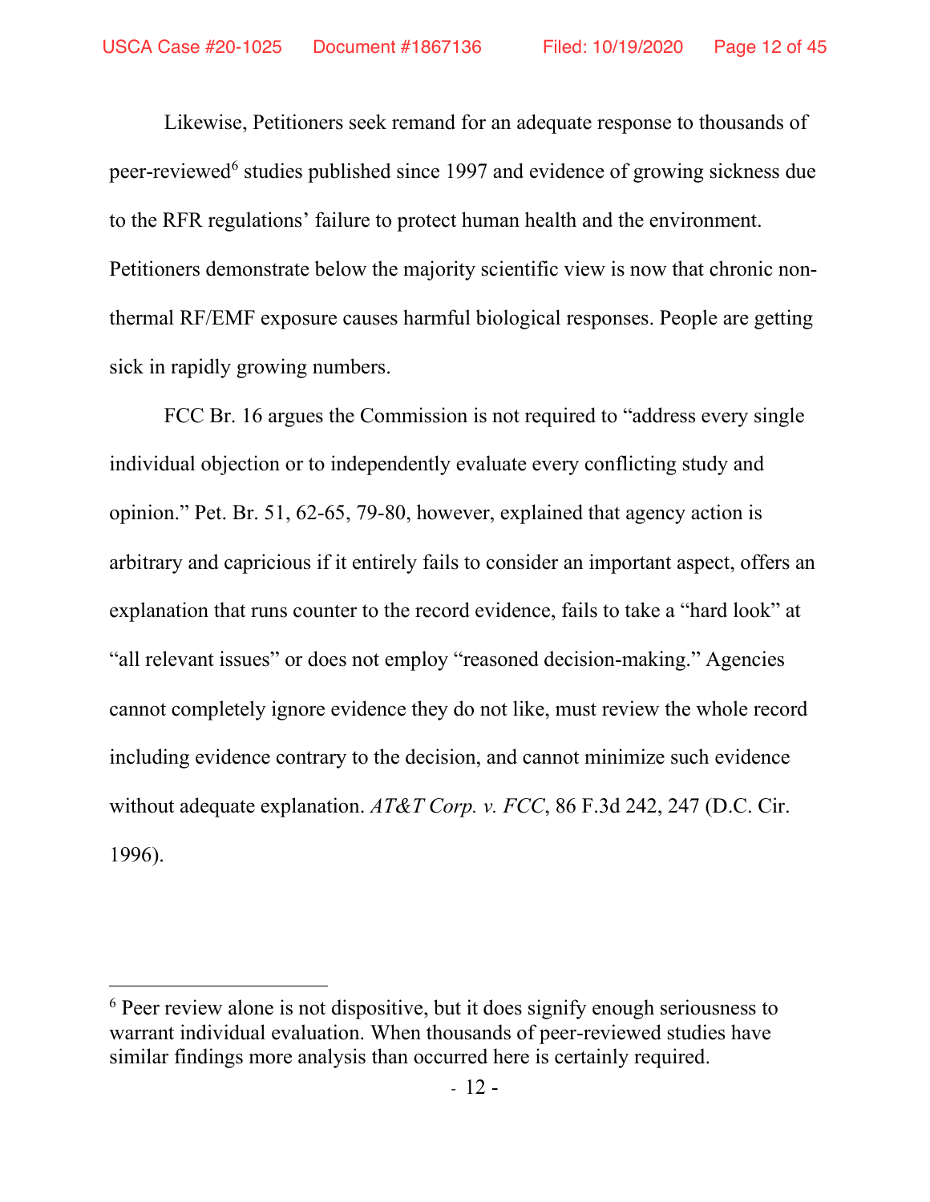Likewise, Petitioners seek remand for an adequate response to thousands of peer-reviewed[6] studies published since 1997 and evidence of growing sickness due to the RFR regulations' failure to protect human health and the environment. Petitioners demonstrate below the majority scientific view is now that chronic non-thermal RF/EMF exposure causes harmful biological responses. People are getting sick in rapidly growing numbers.

FCC Br. 16 argues the Commission is not required to "address every single individual objection or to independently evaluate every conflicting study and opinion." Pet. Br. 51, 62-65, 79-80, however, explained that agency action is arbitrary and capricious if it entirely fails to consider an important aspect, offers an explanation that runs counter to the record evidence, fails to take a "hard look" at "all relevant issues" or does not employ "reasoned decision-making." Agencies cannot completely ignore evidence they do not like, must review the whole record including evidence contrary to the decision, and cannot minimize such evidence without adequate explanation. *AT&T Corp. v. FCC*, 86 F.3d 242, 247 (D.C. Cir. 1996).

---

[6] Peer review alone is not dispositive, but it does signify enough seriousness to warrant individual evaluation. When thousands of peer-reviewed studies have similar findings more analysis than occurred here is certainly required.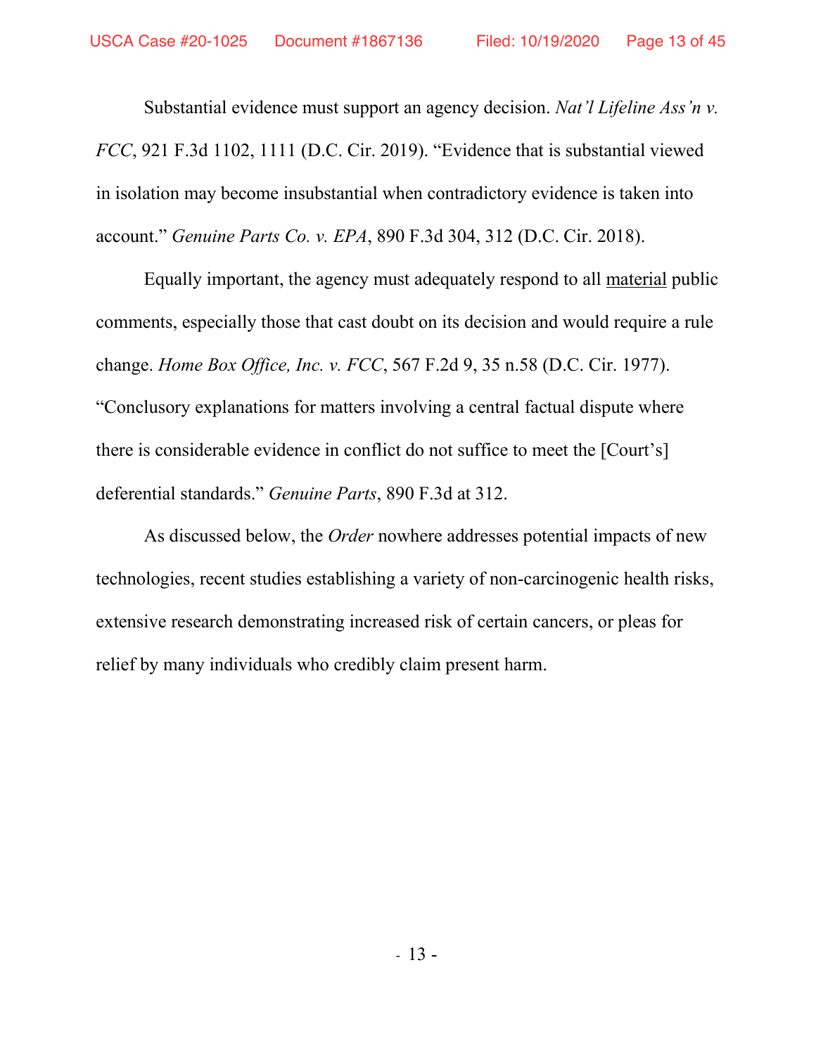Substantial evidence must support an agency decision. *Nat'l Lifeline Ass'n v. FCC*, 921 F.3d 1102, 1111 (D.C. Cir. 2019). "Evidence that is substantial viewed in isolation may become insubstantial when contradictory evidence is taken into account." *Genuine Parts Co. v. EPA*, 890 F.3d 304, 312 (D.C. Cir. 2018).

Equally important, the agency must adequately respond to all <u>material</u> public comments, especially those that cast doubt on its decision and would require a rule change. *Home Box Office, Inc. v. FCC*, 567 F.2d 9, 35 n.58 (D.C. Cir. 1977). "Conclusory explanations for matters involving a central factual dispute where there is considerable evidence in conflict do not suffice to meet the [Court's] deferential standards." *Genuine Parts*, 890 F.3d at 312.

As discussed below, the *Order* nowhere addresses potential impacts of new technologies, recent studies establishing a variety of non-carcinogenic health risks, extensive research demonstrating increased risk of certain cancers, or pleas for relief by many individuals who credibly claim present harm.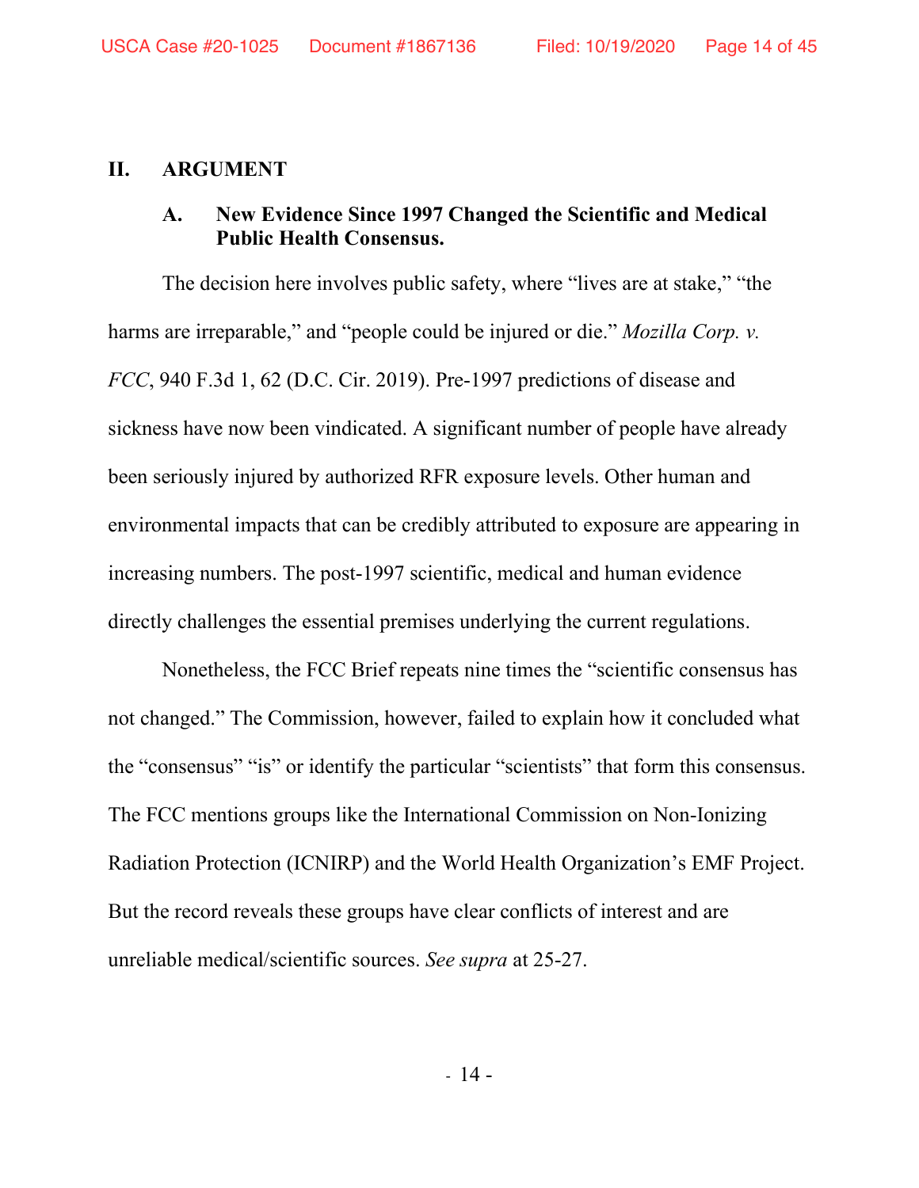## II. ARGUMENT

### A. New Evidence Since 1997 Changed the Scientific and Medical Public Health Consensus.

The decision here involves public safety, where "lives are at stake," "the harms are irreparable," and "people could be injured or die." *Mozilla Corp. v. FCC*, 940 F.3d 1, 62 (D.C. Cir. 2019). Pre-1997 predictions of disease and sickness have now been vindicated. A significant number of people have already been seriously injured by authorized RFR exposure levels. Other human and environmental impacts that can be credibly attributed to exposure are appearing in increasing numbers. The post-1997 scientific, medical and human evidence directly challenges the essential premises underlying the current regulations.

Nonetheless, the FCC Brief repeats nine times the "scientific consensus has not changed." The Commission, however, failed to explain how it concluded what the "consensus" "is" or identify the particular "scientists" that form this consensus. The FCC mentions groups like the International Commission on Non-Ionizing Radiation Protection (ICNIRP) and the World Health Organization's EMF Project. But the record reveals these groups have clear conflicts of interest and are unreliable medical/scientific sources. *See supra* at 25-27.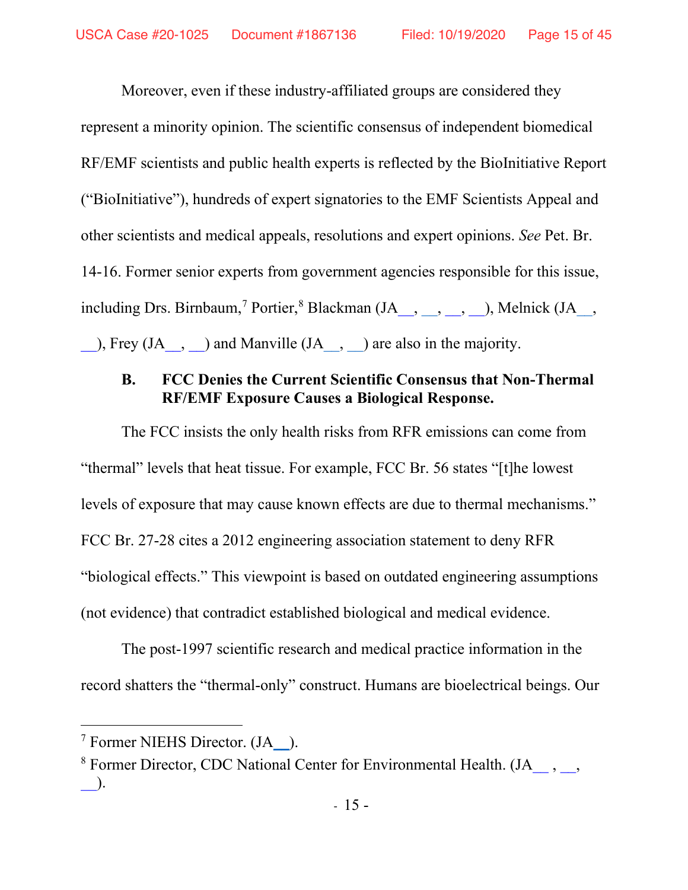Moreover, even if these industry-affiliated groups are considered they represent a minority opinion. The scientific consensus of independent biomedical RF/EMF scientists and public health experts is reflected by the BioInitiative Report ("BioInitiative"), hundreds of expert signatories to the EMF Scientists Appeal and other scientists and medical appeals, resolutions and expert opinions. *See* Pet. Br. 14-16. Former senior experts from government agencies responsible for this issue, including Drs. Birnbaum,[7] Portier,[8] Blackman (JA__, __, __, __), Melnick (JA__, __), Frey (JA__, __) and Manville (JA__, __) are also in the majority.

### B. FCC Denies the Current Scientific Consensus that Non-Thermal RF/EMF Exposure Causes a Biological Response.

The FCC insists the only health risks from RFR emissions can come from "thermal" levels that heat tissue. For example, FCC Br. 56 states "[t]he lowest levels of exposure that may cause known effects are due to thermal mechanisms." FCC Br. 27-28 cites a 2012 engineering association statement to deny RFR "biological effects." This viewpoint is based on outdated engineering assumptions (not evidence) that contradict established biological and medical evidence.

The post-1997 scientific research and medical practice information in the record shatters the "thermal-only" construct. Humans are bioelectrical beings. Our

---

[7] Former NIEHS Director. (JA__).

[8] Former Director, CDC National Center for Environmental Health. (JA__ , __, __).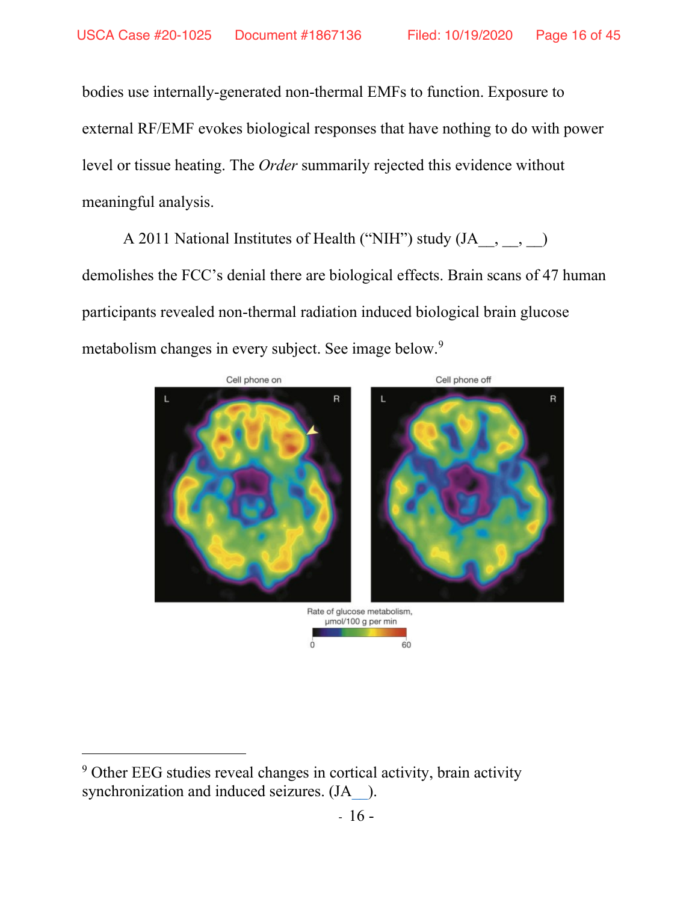bodies use internally-generated non-thermal EMFs to function. Exposure to external RF/EMF evokes biological responses that have nothing to do with power level or tissue heating. The *Order* summarily rejected this evidence without meaningful analysis.

A 2011 National Institutes of Health ("NIH") study (JA__, __, __) demolishes the FCC's denial there are biological effects. Brain scans of 47 human participants revealed non-thermal radiation induced biological brain glucose metabolism changes in every subject. See image below.[9]

Cell phone on | Cell phone off

Rate of glucose metabolism, μmol/100 g per min

0 — 60

---

[9] Other EEG studies reveal changes in cortical activity, brain activity synchronization and induced seizures. (JA__).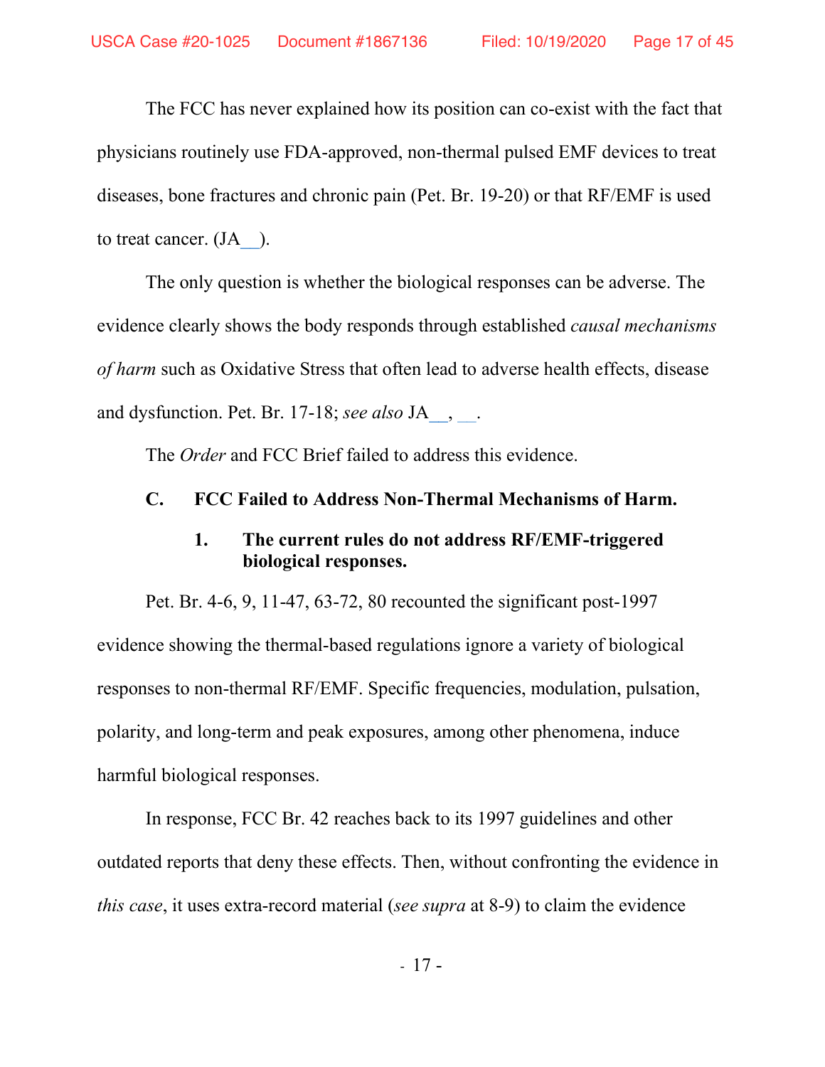The FCC has never explained how its position can co-exist with the fact that physicians routinely use FDA-approved, non-thermal pulsed EMF devices to treat diseases, bone fractures and chronic pain (Pet. Br. 19-20) or that RF/EMF is used to treat cancer. (JA__).

The only question is whether the biological responses can be adverse. The evidence clearly shows the body responds through established *causal mechanisms of harm* such as Oxidative Stress that often lead to adverse health effects, disease and dysfunction. Pet. Br. 17-18; *see also* JA__, __.

The *Order* and FCC Brief failed to address this evidence.

### C. FCC Failed to Address Non-Thermal Mechanisms of Harm.

#### 1. The current rules do not address RF/EMF-triggered biological responses.

Pet. Br. 4-6, 9, 11-47, 63-72, 80 recounted the significant post-1997 evidence showing the thermal-based regulations ignore a variety of biological responses to non-thermal RF/EMF. Specific frequencies, modulation, pulsation, polarity, and long-term and peak exposures, among other phenomena, induce harmful biological responses.

In response, FCC Br. 42 reaches back to its 1997 guidelines and other outdated reports that deny these effects. Then, without confronting the evidence in *this case*, it uses extra-record material (*see supra* at 8-9) to claim the evidence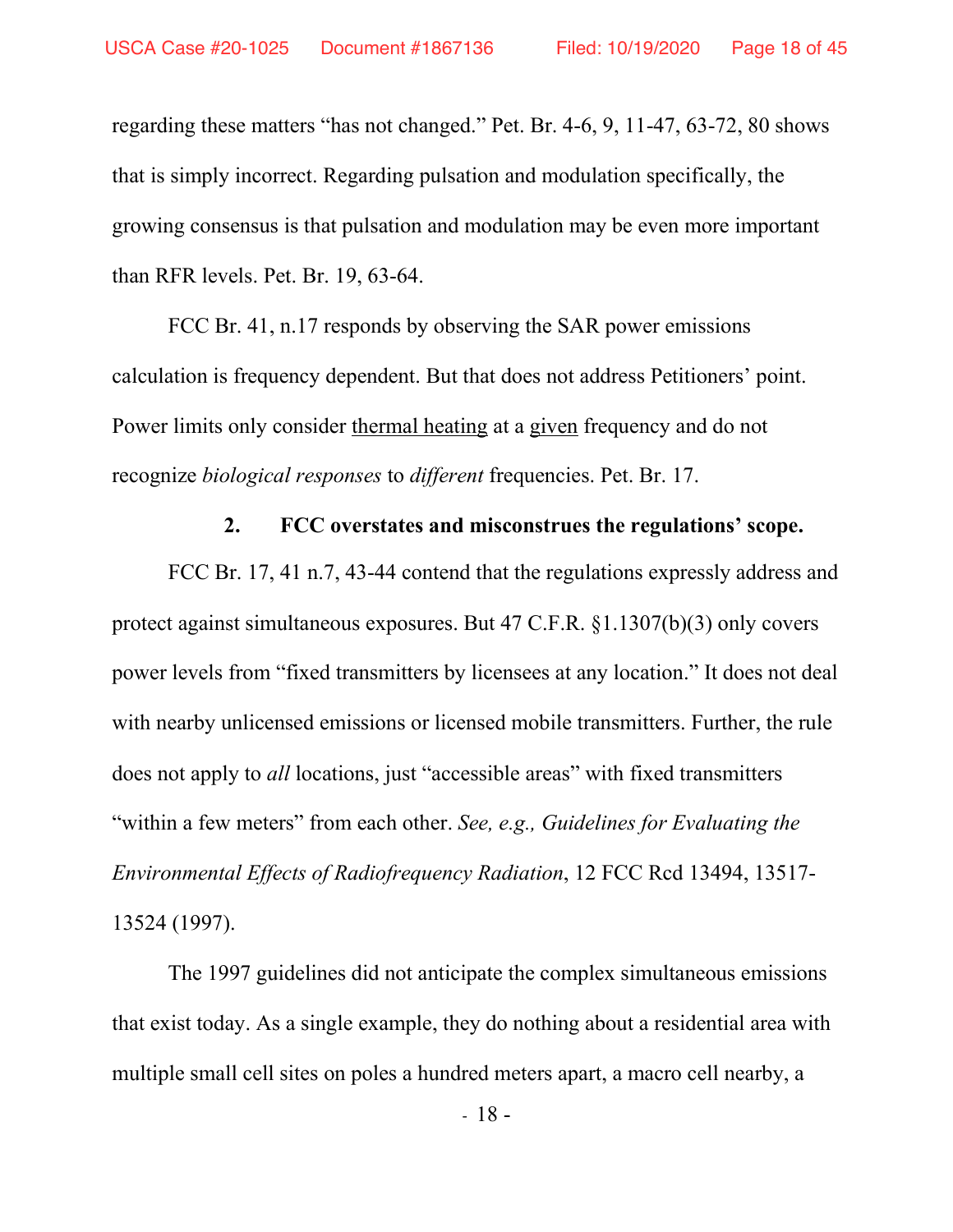regarding these matters "has not changed." Pet. Br. 4-6, 9, 11-47, 63-72, 80 shows that is simply incorrect. Regarding pulsation and modulation specifically, the growing consensus is that pulsation and modulation may be even more important than RFR levels. Pet. Br. 19, 63-64.

FCC Br. 41, n.17 responds by observing the SAR power emissions calculation is frequency dependent. But that does not address Petitioners' point. Power limits only consider <u>thermal heating</u> at a <u>given</u> frequency and do not recognize *biological responses* to *different* frequencies. Pet. Br. 17.

### 2. FCC overstates and misconstrues the regulations' scope.

FCC Br. 17, 41 n.7, 43-44 contend that the regulations expressly address and protect against simultaneous exposures. But 47 C.F.R. §1.1307(b)(3) only covers power levels from "fixed transmitters by licensees at any location." It does not deal with nearby unlicensed emissions or licensed mobile transmitters. Further, the rule does not apply to *all* locations, just "accessible areas" with fixed transmitters "within a few meters" from each other. *See, e.g., Guidelines for Evaluating the Environmental Effects of Radiofrequency Radiation*, 12 FCC Rcd 13494, 13517-13524 (1997).

The 1997 guidelines did not anticipate the complex simultaneous emissions that exist today. As a single example, they do nothing about a residential area with multiple small cell sites on poles a hundred meters apart, a macro cell nearby, a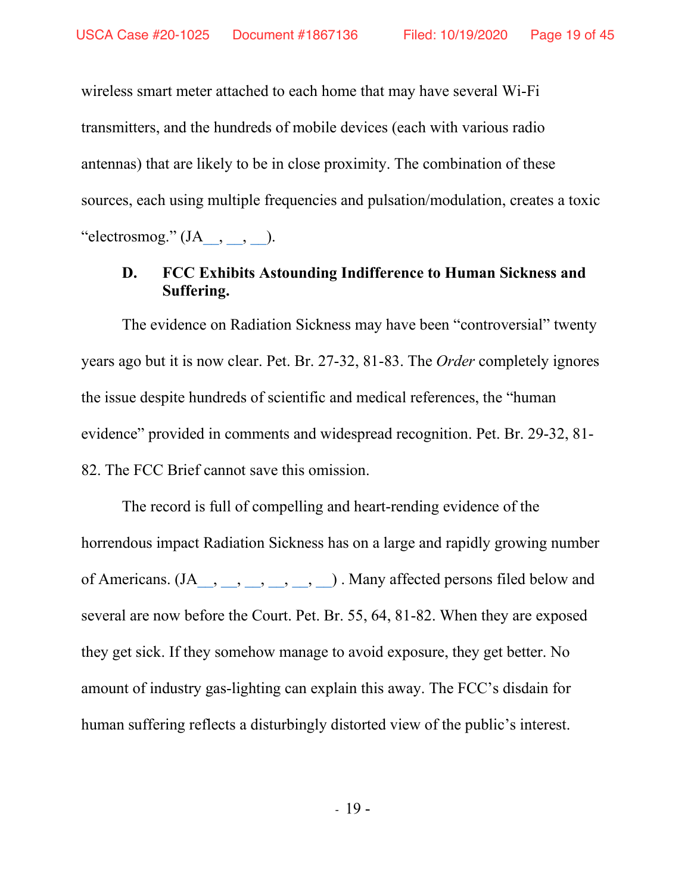wireless smart meter attached to each home that may have several Wi-Fi transmitters, and the hundreds of mobile devices (each with various radio antennas) that are likely to be in close proximity. The combination of these sources, each using multiple frequencies and pulsation/modulation, creates a toxic "electrosmog." (JA__, __, __).

### D. FCC Exhibits Astounding Indifference to Human Sickness and Suffering.

The evidence on Radiation Sickness may have been "controversial" twenty years ago but it is now clear. Pet. Br. 27-32, 81-83. The *Order* completely ignores the issue despite hundreds of scientific and medical references, the "human evidence" provided in comments and widespread recognition. Pet. Br. 29-32, 81-82. The FCC Brief cannot save this omission.

The record is full of compelling and heart-rending evidence of the horrendous impact Radiation Sickness has on a large and rapidly growing number of Americans. (JA__, __, __, __, __, __) . Many affected persons filed below and several are now before the Court. Pet. Br. 55, 64, 81-82. When they are exposed they get sick. If they somehow manage to avoid exposure, they get better. No amount of industry gas-lighting can explain this away. The FCC's disdain for human suffering reflects a disturbingly distorted view of the public's interest.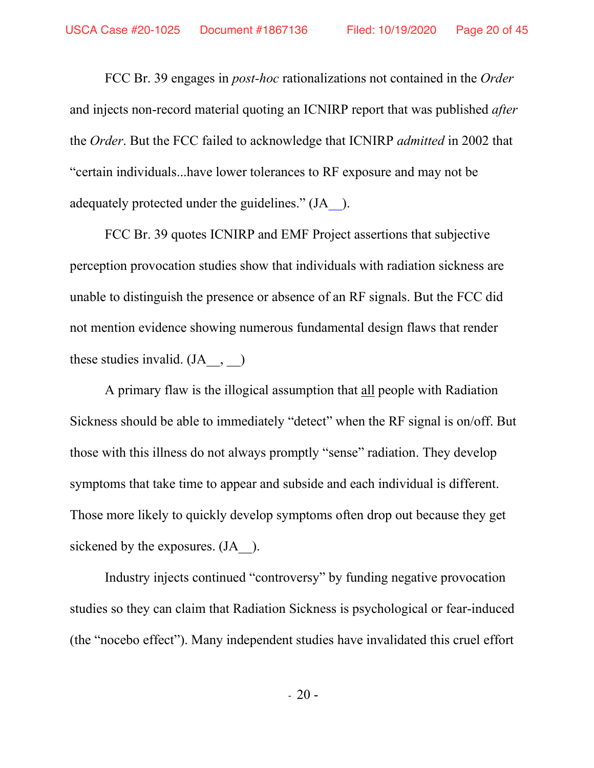FCC Br. 39 engages in *post-hoc* rationalizations not contained in the *Order* and injects non-record material quoting an ICNIRP report that was published *after* the *Order*. But the FCC failed to acknowledge that ICNIRP *admitted* in 2002 that "certain individuals...have lower tolerances to RF exposure and may not be adequately protected under the guidelines." (JA__).

FCC Br. 39 quotes ICNIRP and EMF Project assertions that subjective perception provocation studies show that individuals with radiation sickness are unable to distinguish the presence or absence of an RF signals. But the FCC did not mention evidence showing numerous fundamental design flaws that render these studies invalid. (JA__, __)

A primary flaw is the illogical assumption that <u>all</u> people with Radiation Sickness should be able to immediately "detect" when the RF signal is on/off. But those with this illness do not always promptly "sense" radiation. They develop symptoms that take time to appear and subside and each individual is different. Those more likely to quickly develop symptoms often drop out because they get sickened by the exposures. (JA__).

Industry injects continued "controversy" by funding negative provocation studies so they can claim that Radiation Sickness is psychological or fear-induced (the "nocebo effect"). Many independent studies have invalidated this cruel effort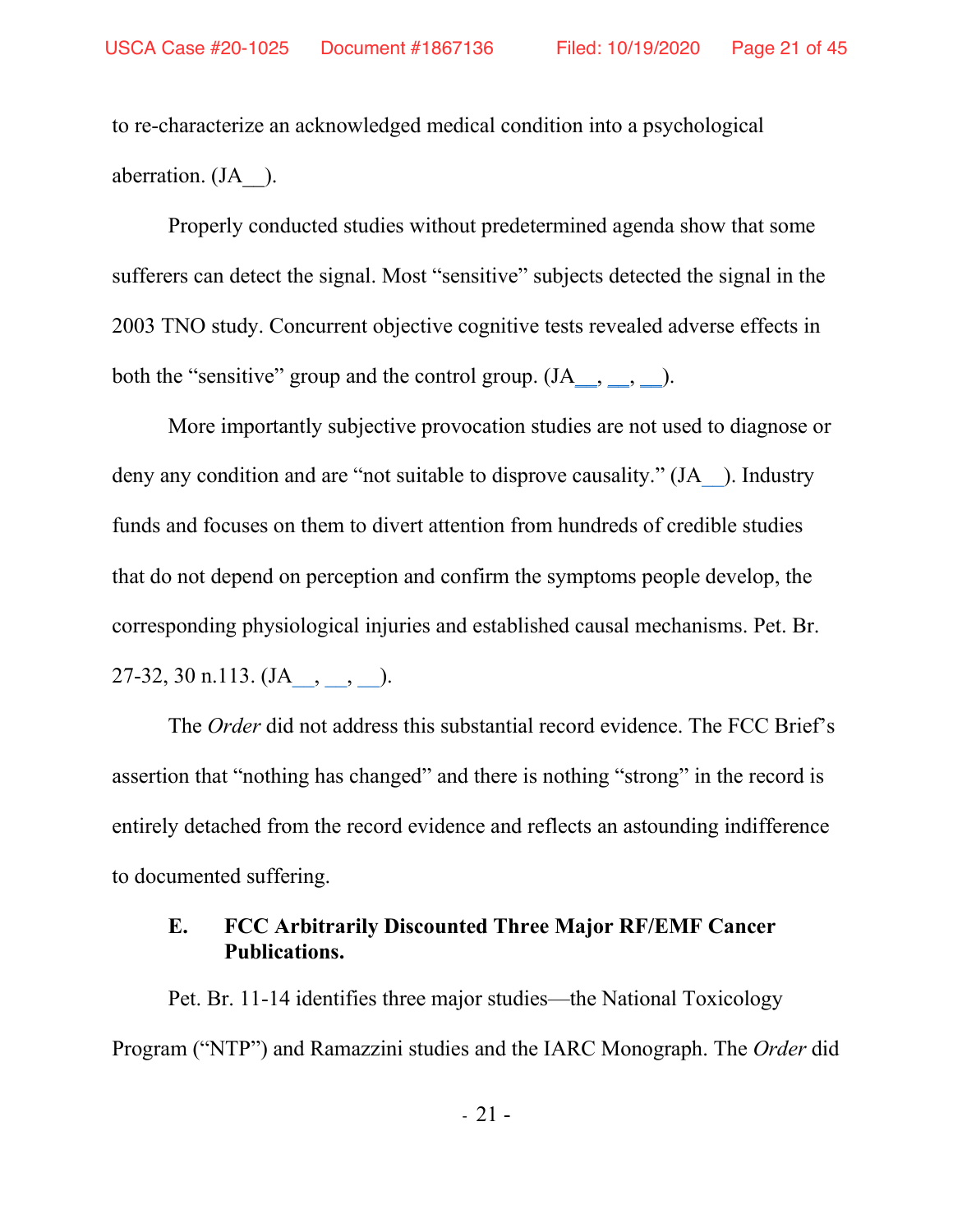to re-characterize an acknowledged medical condition into a psychological aberration. (JA__).

Properly conducted studies without predetermined agenda show that some sufferers can detect the signal. Most "sensitive" subjects detected the signal in the 2003 TNO study. Concurrent objective cognitive tests revealed adverse effects in both the "sensitive" group and the control group. (JA__, __, __).

More importantly subjective provocation studies are not used to diagnose or deny any condition and are "not suitable to disprove causality." (JA__). Industry funds and focuses on them to divert attention from hundreds of credible studies that do not depend on perception and confirm the symptoms people develop, the corresponding physiological injuries and established causal mechanisms. Pet. Br. 27-32, 30 n.113. (JA__, __, __).

The *Order* did not address this substantial record evidence. The FCC Brief's assertion that "nothing has changed" and there is nothing "strong" in the record is entirely detached from the record evidence and reflects an astounding indifference to documented suffering.

### E. FCC Arbitrarily Discounted Three Major RF/EMF Cancer Publications.

Pet. Br. 11-14 identifies three major studies—the National Toxicology Program ("NTP") and Ramazzini studies and the IARC Monograph. The *Order* did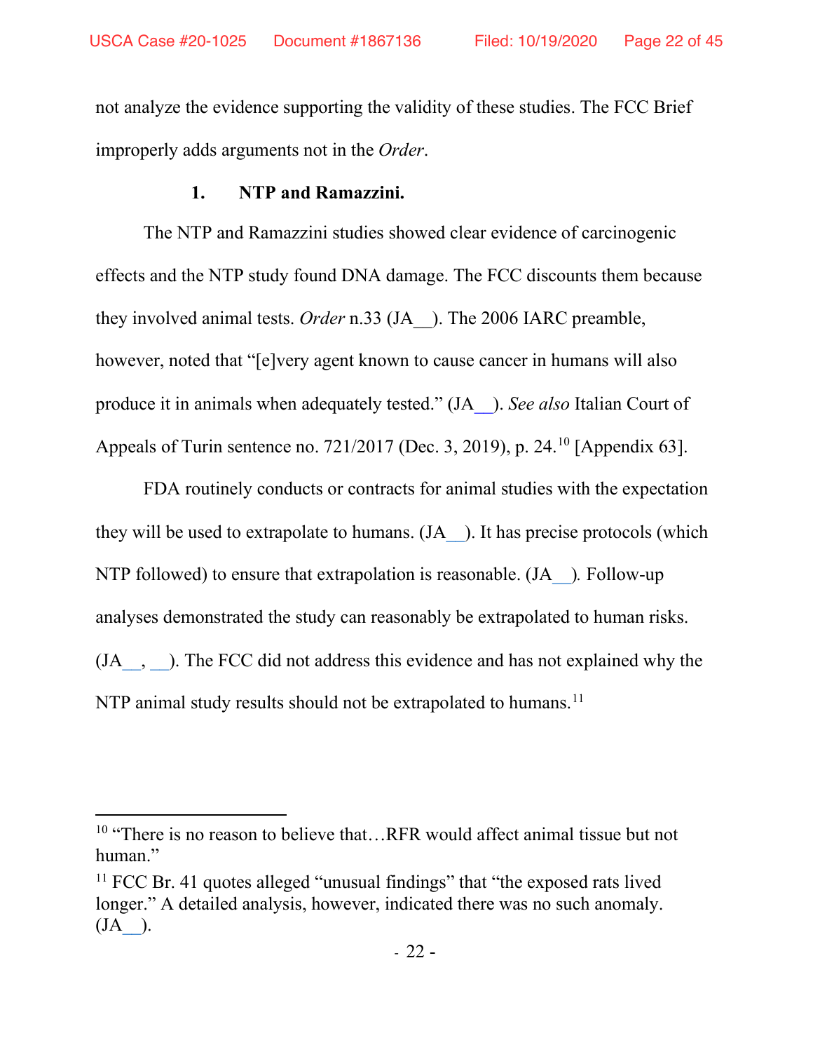not analyze the evidence supporting the validity of these studies. The FCC Brief improperly adds arguments not in the *Order*.

**1. NTP and Ramazzini.**

The NTP and Ramazzini studies showed clear evidence of carcinogenic effects and the NTP study found DNA damage. The FCC discounts them because they involved animal tests. *Order* n.33 (JA__). The 2006 IARC preamble, however, noted that "[e]very agent known to cause cancer in humans will also produce it in animals when adequately tested." (JA__). *See also* Italian Court of Appeals of Turin sentence no. 721/2017 (Dec. 3, 2019), p. 24.[10] [Appendix 63].

FDA routinely conducts or contracts for animal studies with the expectation they will be used to extrapolate to humans. (JA__). It has precise protocols (which NTP followed) to ensure that extrapolation is reasonable. (JA__). Follow-up analyses demonstrated the study can reasonably be extrapolated to human risks. (JA__, __). The FCC did not address this evidence and has not explained why the NTP animal study results should not be extrapolated to humans.[11]

---

[10] "There is no reason to believe that…RFR would affect animal tissue but not human."

[11] FCC Br. 41 quotes alleged "unusual findings" that "the exposed rats lived longer." A detailed analysis, however, indicated there was no such anomaly. (JA__).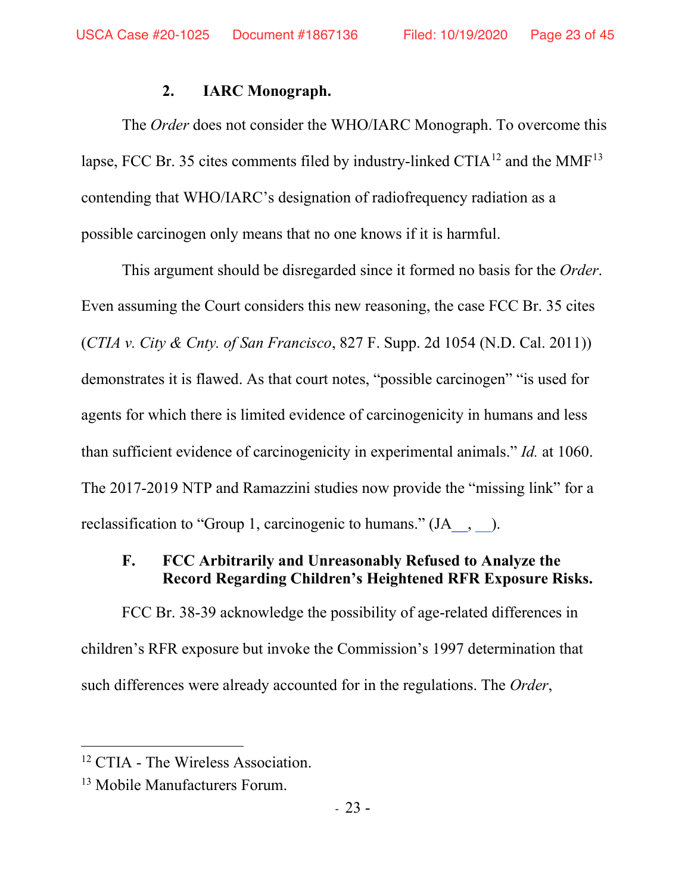### 2. IARC Monograph.

The *Order* does not consider the WHO/IARC Monograph. To overcome this lapse, FCC Br. 35 cites comments filed by industry-linked CTIA[12] and the MMF[13] contending that WHO/IARC's designation of radiofrequency radiation as a possible carcinogen only means that no one knows if it is harmful.

This argument should be disregarded since it formed no basis for the *Order*. Even assuming the Court considers this new reasoning, the case FCC Br. 35 cites (*CTIA v. City & Cnty. of San Francisco*, 827 F. Supp. 2d 1054 (N.D. Cal. 2011)) demonstrates it is flawed. As that court notes, "possible carcinogen" "is used for agents for which there is limited evidence of carcinogenicity in humans and less than sufficient evidence of carcinogenicity in experimental animals." *Id.* at 1060. The 2017-2019 NTP and Ramazzini studies now provide the "missing link" for a reclassification to "Group 1, carcinogenic to humans." (JA__, __).

### F. FCC Arbitrarily and Unreasonably Refused to Analyze the Record Regarding Children's Heightened RFR Exposure Risks.

FCC Br. 38-39 acknowledge the possibility of age-related differences in children's RFR exposure but invoke the Commission's 1997 determination that such differences were already accounted for in the regulations. The *Order*,

---

[12] CTIA - The Wireless Association.

[13] Mobile Manufacturers Forum.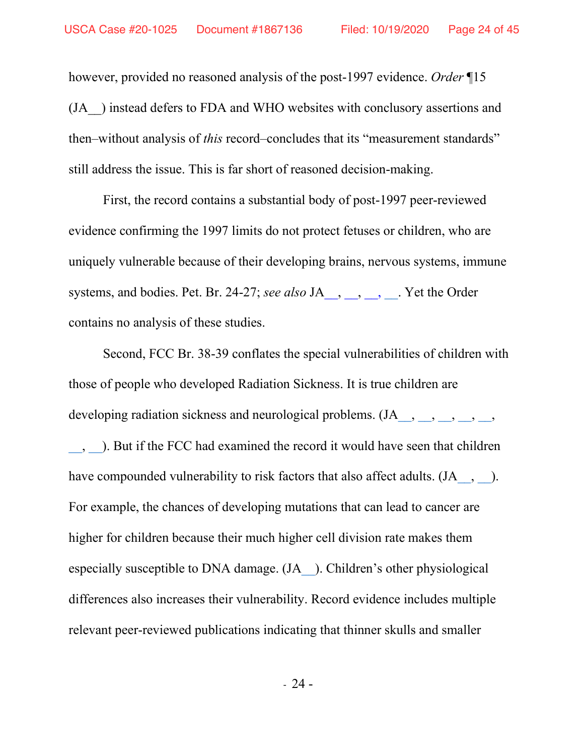however, provided no reasoned analysis of the post-1997 evidence. *Order* ¶15 (JA__) instead defers to FDA and WHO websites with conclusory assertions and then–without analysis of *this* record–concludes that its "measurement standards" still address the issue. This is far short of reasoned decision-making.

First, the record contains a substantial body of post-1997 peer-reviewed evidence confirming the 1997 limits do not protect fetuses or children, who are uniquely vulnerable because of their developing brains, nervous systems, immune systems, and bodies. Pet. Br. 24-27; *see also* JA__, __, __, __. Yet the Order contains no analysis of these studies.

Second, FCC Br. 38-39 conflates the special vulnerabilities of children with those of people who developed Radiation Sickness. It is true children are developing radiation sickness and neurological problems. (JA__, __, __, __, __, __, __). But if the FCC had examined the record it would have seen that children have compounded vulnerability to risk factors that also affect adults. (JA__, __). For example, the chances of developing mutations that can lead to cancer are higher for children because their much higher cell division rate makes them especially susceptible to DNA damage. (JA__). Children's other physiological differences also increases their vulnerability. Record evidence includes multiple relevant peer-reviewed publications indicating that thinner skulls and smaller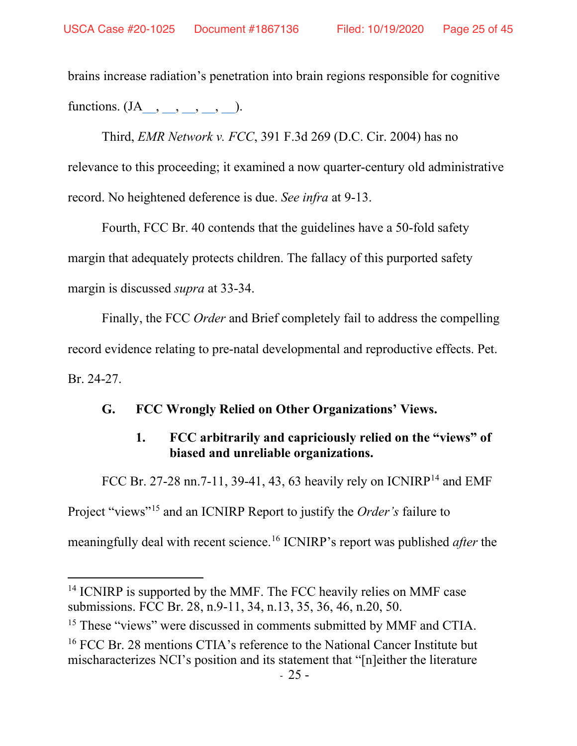brains increase radiation's penetration into brain regions responsible for cognitive functions. (JA__, __, __, __, __).

Third, *EMR Network v. FCC*, 391 F.3d 269 (D.C. Cir. 2004) has no relevance to this proceeding; it examined a now quarter-century old administrative record. No heightened deference is due. *See infra* at 9-13.

Fourth, FCC Br. 40 contends that the guidelines have a 50-fold safety margin that adequately protects children. The fallacy of this purported safety margin is discussed *supra* at 33-34.

Finally, the FCC *Order* and Brief completely fail to address the compelling record evidence relating to pre-natal developmental and reproductive effects. Pet. Br. 24-27.

### G. FCC Wrongly Relied on Other Organizations' Views.

#### 1. FCC arbitrarily and capriciously relied on the "views" of biased and unreliable organizations.

FCC Br. 27-28 nn.7-11, 39-41, 43, 63 heavily rely on ICNIRP[14] and EMF Project "views"[15] and an ICNIRP Report to justify the *Order's* failure to meaningfully deal with recent science.[16] ICNIRP's report was published *after* the

---

[14] ICNIRP is supported by the MMF. The FCC heavily relies on MMF case submissions. FCC Br. 28, n.9-11, 34, n.13, 35, 36, 46, n.20, 50.

[15] These "views" were discussed in comments submitted by MMF and CTIA.

[16] FCC Br. 28 mentions CTIA's reference to the National Cancer Institute but mischaracterizes NCI's position and its statement that "[n]either the literature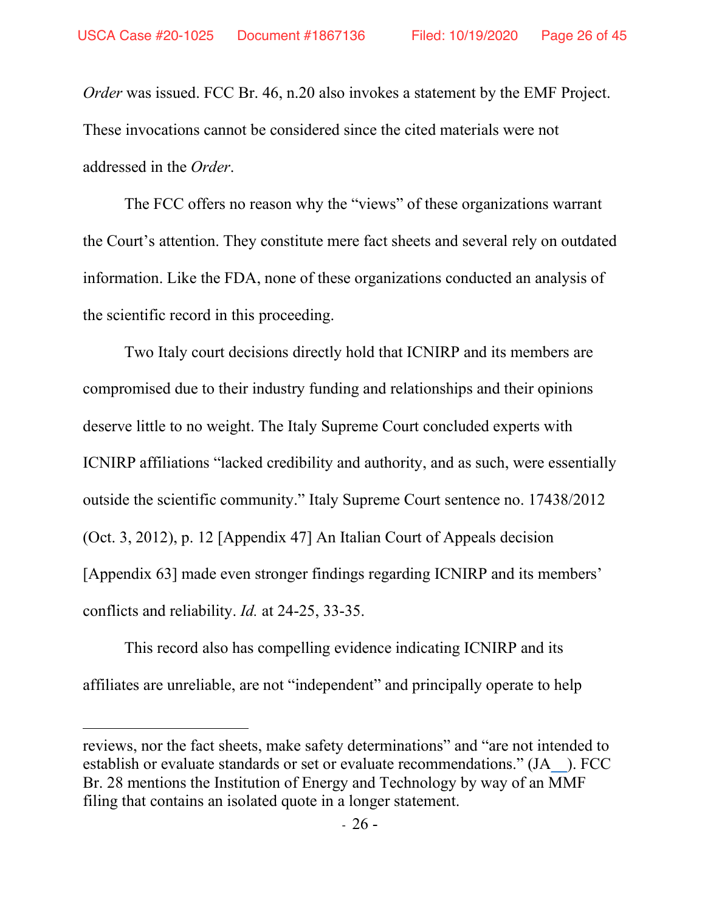*Order* was issued. FCC Br. 46, n.20 also invokes a statement by the EMF Project. These invocations cannot be considered since the cited materials were not addressed in the *Order*.

The FCC offers no reason why the "views" of these organizations warrant the Court's attention. They constitute mere fact sheets and several rely on outdated information. Like the FDA, none of these organizations conducted an analysis of the scientific record in this proceeding.

Two Italy court decisions directly hold that ICNIRP and its members are compromised due to their industry funding and relationships and their opinions deserve little to no weight. The Italy Supreme Court concluded experts with ICNIRP affiliations "lacked credibility and authority, and as such, were essentially outside the scientific community." Italy Supreme Court sentence no. 17438/2012 (Oct. 3, 2012), p. 12 [Appendix 47] An Italian Court of Appeals decision [Appendix 63] made even stronger findings regarding ICNIRP and its members' conflicts and reliability. *Id.* at 24-25, 33-35.

This record also has compelling evidence indicating ICNIRP and its affiliates are unreliable, are not "independent" and principally operate to help

---

reviews, nor the fact sheets, make safety determinations" and "are not intended to establish or evaluate standards or set or evaluate recommendations." (JA__). FCC Br. 28 mentions the Institution of Energy and Technology by way of an MMF filing that contains an isolated quote in a longer statement.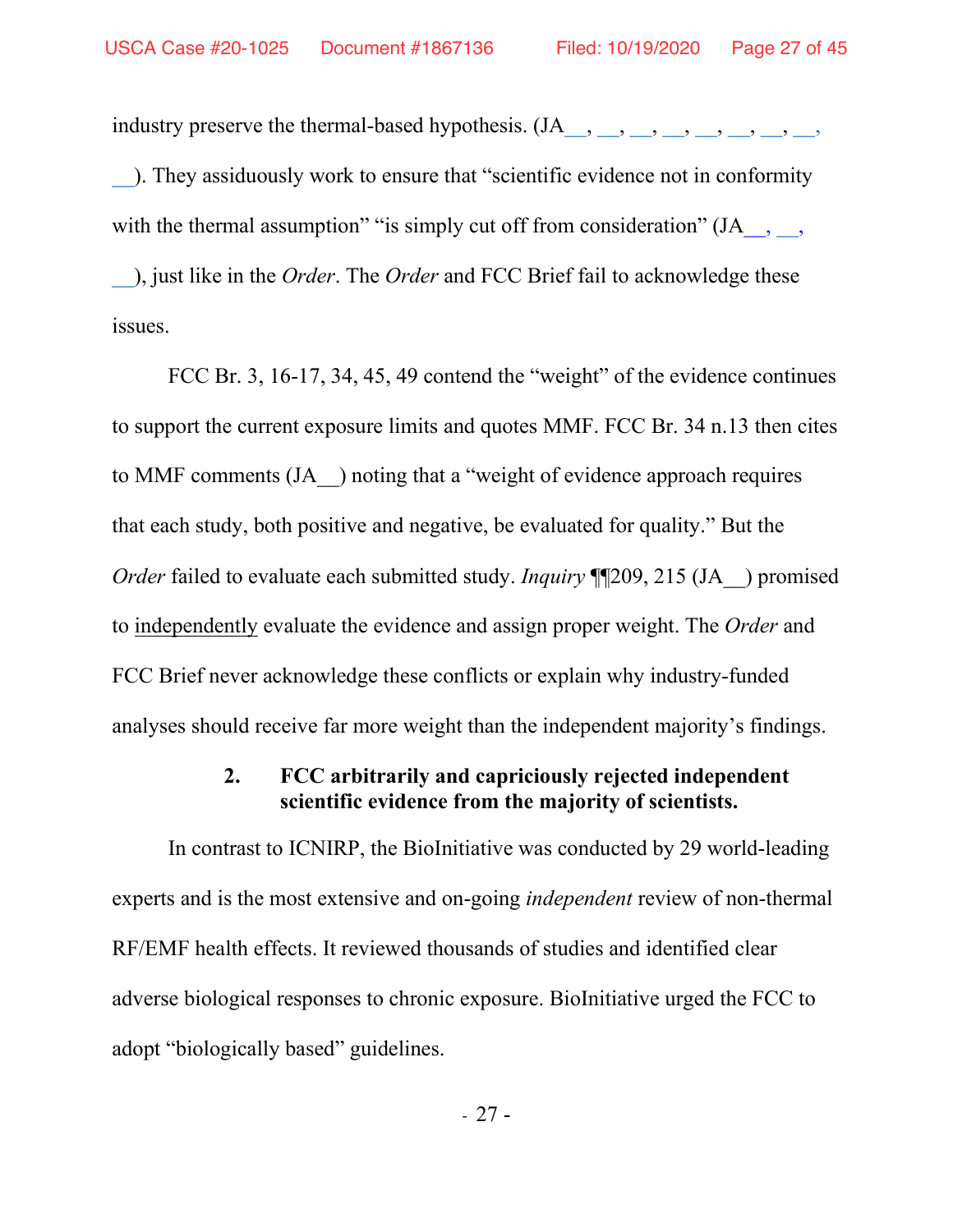industry preserve the thermal-based hypothesis. (JA__, __, __, __, __, __, __, __, __). They assiduously work to ensure that "scientific evidence not in conformity with the thermal assumption" "is simply cut off from consideration" (JA__, __, __), just like in the *Order*. The *Order* and FCC Brief fail to acknowledge these issues.

FCC Br. 3, 16-17, 34, 45, 49 contend the "weight" of the evidence continues to support the current exposure limits and quotes MMF. FCC Br. 34 n.13 then cites to MMF comments (JA__) noting that a "weight of evidence approach requires that each study, both positive and negative, be evaluated for quality." But the *Order* failed to evaluate each submitted study. *Inquiry* ¶¶209, 215 (JA__) promised to independently evaluate the evidence and assign proper weight. The *Order* and FCC Brief never acknowledge these conflicts or explain why industry-funded analyses should receive far more weight than the independent majority's findings.

### 2. FCC arbitrarily and capriciously rejected independent scientific evidence from the majority of scientists.

In contrast to ICNIRP, the BioInitiative was conducted by 29 world-leading experts and is the most extensive and on-going *independent* review of non-thermal RF/EMF health effects. It reviewed thousands of studies and identified clear adverse biological responses to chronic exposure. BioInitiative urged the FCC to adopt "biologically based" guidelines.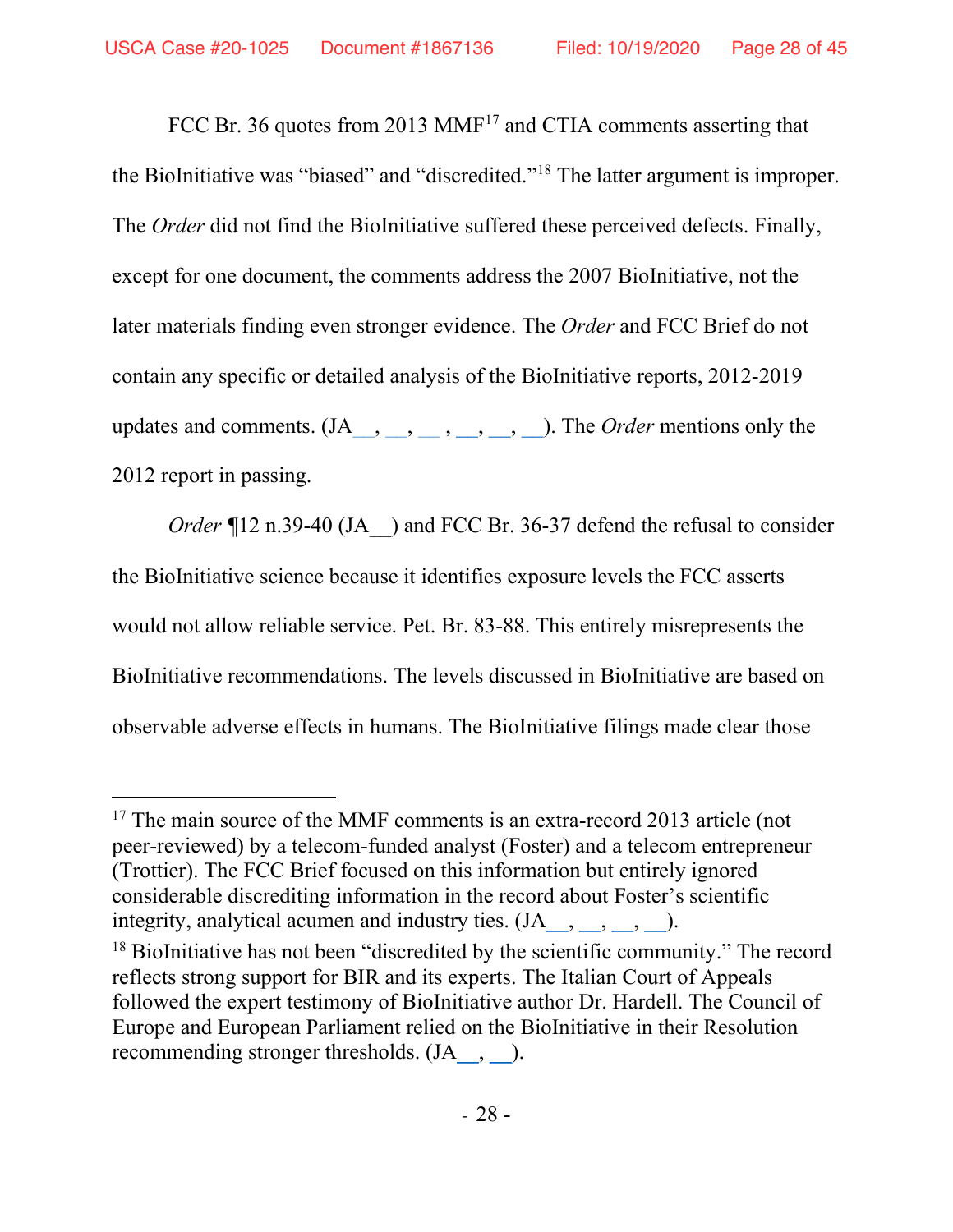FCC Br. 36 quotes from 2013 MMF[17] and CTIA comments asserting that the BioInitiative was "biased" and "discredited."[18] The latter argument is improper. The *Order* did not find the BioInitiative suffered these perceived defects. Finally, except for one document, the comments address the 2007 BioInitiative, not the later materials finding even stronger evidence. The *Order* and FCC Brief do not contain any specific or detailed analysis of the BioInitiative reports, 2012-2019 updates and comments. (JA__, __, __ , __, __, __). The *Order* mentions only the 2012 report in passing.

*Order* ¶12 n.39-40 (JA__) and FCC Br. 36-37 defend the refusal to consider the BioInitiative science because it identifies exposure levels the FCC asserts would not allow reliable service. Pet. Br. 83-88. This entirely misrepresents the BioInitiative recommendations. The levels discussed in BioInitiative are based on observable adverse effects in humans. The BioInitiative filings made clear those

---

[17] The main source of the MMF comments is an extra-record 2013 article (not peer-reviewed) by a telecom-funded analyst (Foster) and a telecom entrepreneur (Trottier). The FCC Brief focused on this information but entirely ignored considerable discrediting information in the record about Foster's scientific integrity, analytical acumen and industry ties. (JA__, __, __, __).

[18] BioInitiative has not been "discredited by the scientific community." The record reflects strong support for BIR and its experts. The Italian Court of Appeals followed the expert testimony of BioInitiative author Dr. Hardell. The Council of Europe and European Parliament relied on the BioInitiative in their Resolution recommending stronger thresholds. (JA__, __).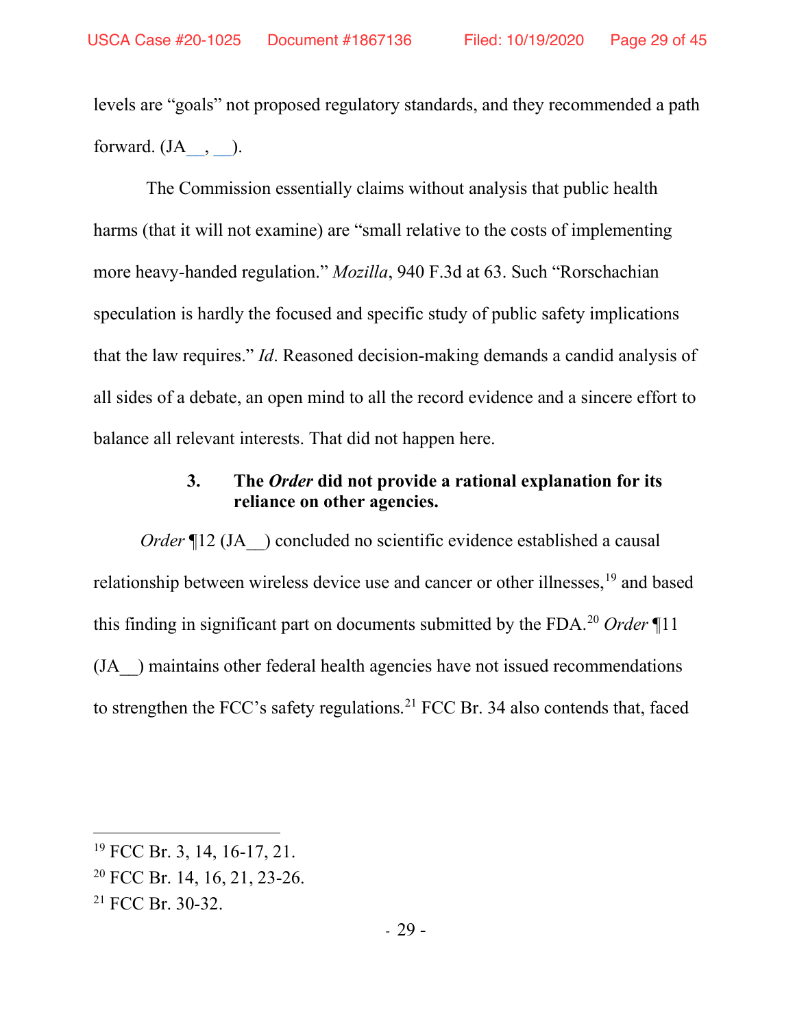levels are "goals" not proposed regulatory standards, and they recommended a path forward. (JA__, __).

The Commission essentially claims without analysis that public health harms (that it will not examine) are "small relative to the costs of implementing more heavy-handed regulation." *Mozilla*, 940 F.3d at 63. Such "Rorschachian speculation is hardly the focused and specific study of public safety implications that the law requires." *Id*. Reasoned decision-making demands a candid analysis of all sides of a debate, an open mind to all the record evidence and a sincere effort to balance all relevant interests. That did not happen here.

### 3. The *Order* did not provide a rational explanation for its reliance on other agencies.

*Order* ¶12 (JA__) concluded no scientific evidence established a causal relationship between wireless device use and cancer or other illnesses,[19] and based this finding in significant part on documents submitted by the FDA.[20] *Order* ¶11 (JA__) maintains other federal health agencies have not issued recommendations to strengthen the FCC's safety regulations.[21] FCC Br. 34 also contends that, faced

---

[19] FCC Br. 3, 14, 16-17, 21.

[20] FCC Br. 14, 16, 21, 23-26.

[21] FCC Br. 30-32.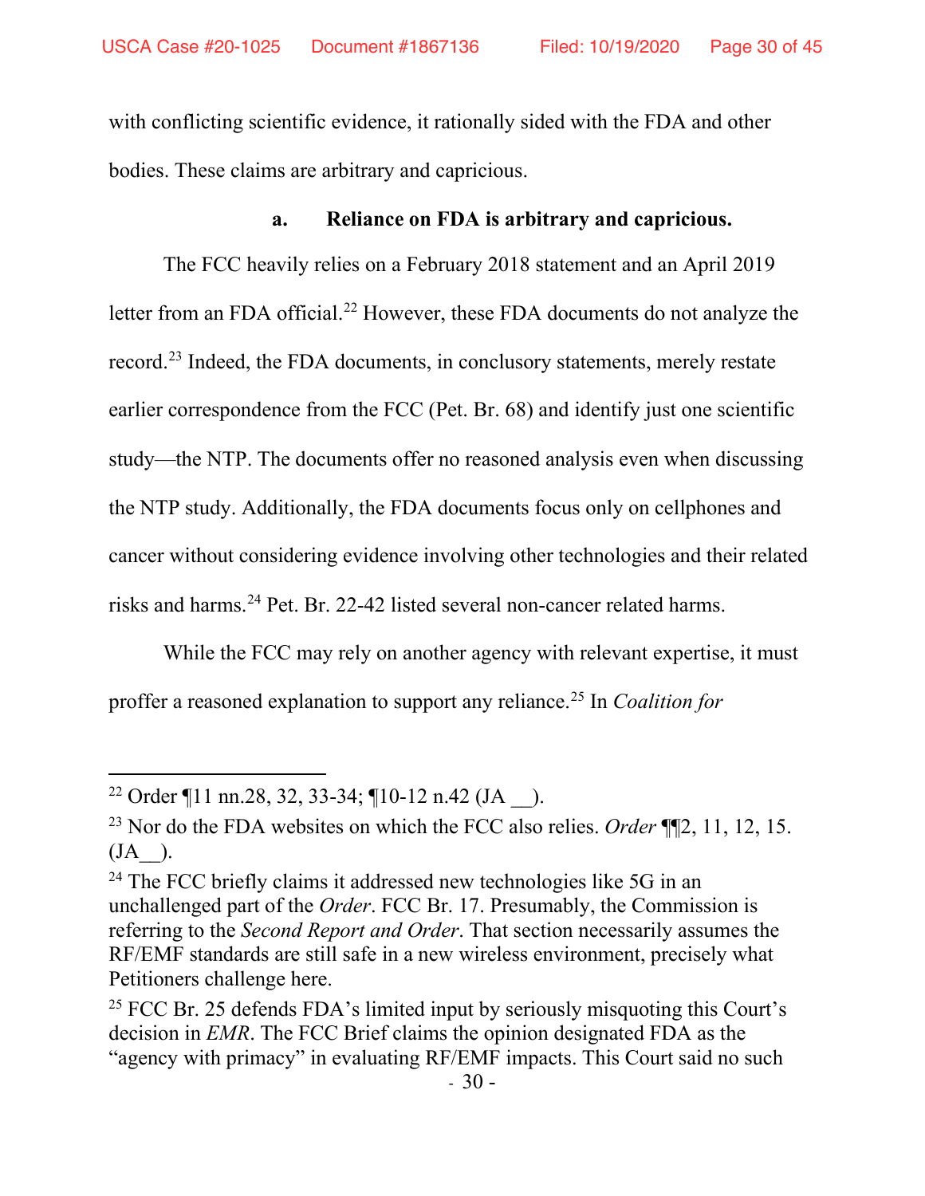with conflicting scientific evidence, it rationally sided with the FDA and other bodies. These claims are arbitrary and capricious.

### a. Reliance on FDA is arbitrary and capricious.

The FCC heavily relies on a February 2018 statement and an April 2019 letter from an FDA official.[22] However, these FDA documents do not analyze the record.[23] Indeed, the FDA documents, in conclusory statements, merely restate earlier correspondence from the FCC (Pet. Br. 68) and identify just one scientific study—the NTP. The documents offer no reasoned analysis even when discussing the NTP study. Additionally, the FDA documents focus only on cellphones and cancer without considering evidence involving other technologies and their related risks and harms.[24] Pet. Br. 22-42 listed several non-cancer related harms.

While the FCC may rely on another agency with relevant expertise, it must proffer a reasoned explanation to support any reliance.[25] In *Coalition for*

---

[22] Order ¶11 nn.28, 32, 33-34; ¶10-12 n.42 (JA \_\_).

[23] Nor do the FDA websites on which the FCC also relies. *Order* ¶¶2, 11, 12, 15. (JA\_\_).

[24] The FCC briefly claims it addressed new technologies like 5G in an unchallenged part of the *Order*. FCC Br. 17. Presumably, the Commission is referring to the *Second Report and Order*. That section necessarily assumes the RF/EMF standards are still safe in a new wireless environment, precisely what Petitioners challenge here.

[25] FCC Br. 25 defends FDA's limited input by seriously misquoting this Court's decision in *EMR*. The FCC Brief claims the opinion designated FDA as the "agency with primacy" in evaluating RF/EMF impacts. This Court said no such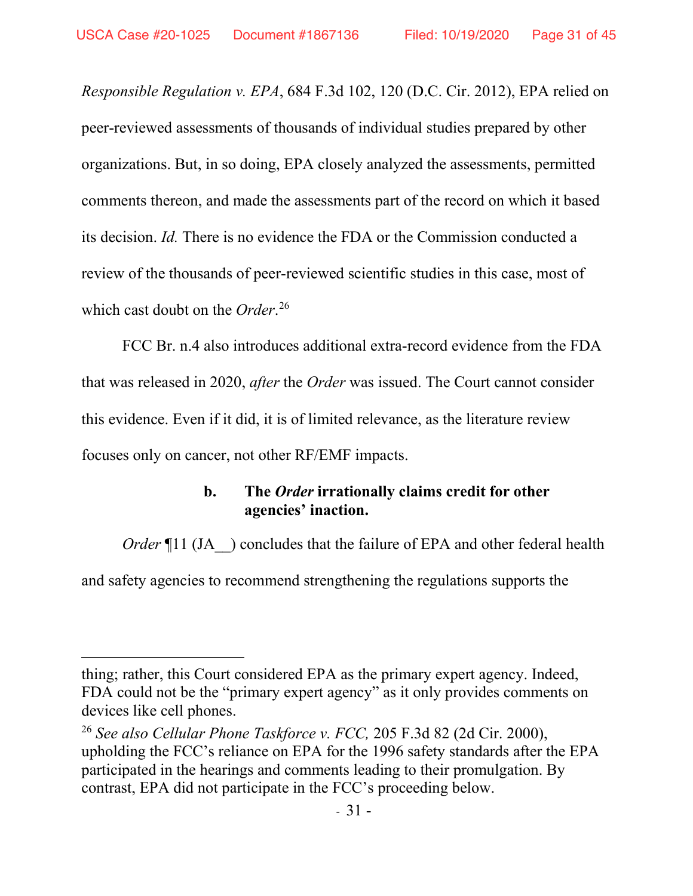*Responsible Regulation v. EPA*, 684 F.3d 102, 120 (D.C. Cir. 2012), EPA relied on peer-reviewed assessments of thousands of individual studies prepared by other organizations. But, in so doing, EPA closely analyzed the assessments, permitted comments thereon, and made the assessments part of the record on which it based its decision. *Id.* There is no evidence the FDA or the Commission conducted a review of the thousands of peer-reviewed scientific studies in this case, most of which cast doubt on the *Order*.[26]

FCC Br. n.4 also introduces additional extra-record evidence from the FDA that was released in 2020, *after* the *Order* was issued. The Court cannot consider this evidence. Even if it did, it is of limited relevance, as the literature review focuses only on cancer, not other RF/EMF impacts.

### b. The *Order* irrationally claims credit for other agencies' inaction.

*Order* ¶11 (JA__) concludes that the failure of EPA and other federal health and safety agencies to recommend strengthening the regulations supports the

---

thing; rather, this Court considered EPA as the primary expert agency. Indeed, FDA could not be the "primary expert agency" as it only provides comments on devices like cell phones.

[26] *See also Cellular Phone Taskforce v. FCC,* 205 F.3d 82 (2d Cir. 2000), upholding the FCC's reliance on EPA for the 1996 safety standards after the EPA participated in the hearings and comments leading to their promulgation. By contrast, EPA did not participate in the FCC's proceeding below.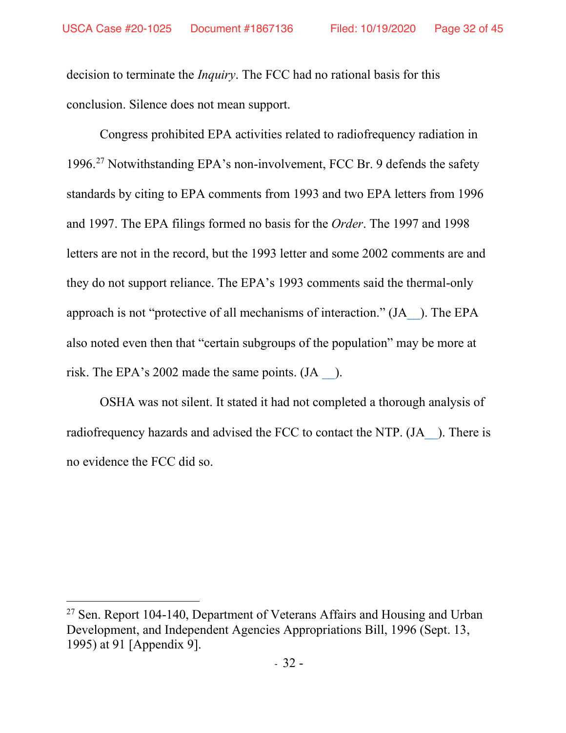decision to terminate the *Inquiry*. The FCC had no rational basis for this conclusion. Silence does not mean support.

Congress prohibited EPA activities related to radiofrequency radiation in 1996.[27] Notwithstanding EPA's non-involvement, FCC Br. 9 defends the safety standards by citing to EPA comments from 1993 and two EPA letters from 1996 and 1997. The EPA filings formed no basis for the *Order*. The 1997 and 1998 letters are not in the record, but the 1993 letter and some 2002 comments are and they do not support reliance. The EPA's 1993 comments said the thermal-only approach is not "protective of all mechanisms of interaction." (JA__). The EPA also noted even then that "certain subgroups of the population" may be more at risk. The EPA's 2002 made the same points. (JA __).

OSHA was not silent. It stated it had not completed a thorough analysis of radiofrequency hazards and advised the FCC to contact the NTP. (JA__). There is no evidence the FCC did so.

---

[27] Sen. Report 104-140, Department of Veterans Affairs and Housing and Urban Development, and Independent Agencies Appropriations Bill, 1996 (Sept. 13, 1995) at 91 [Appendix 9].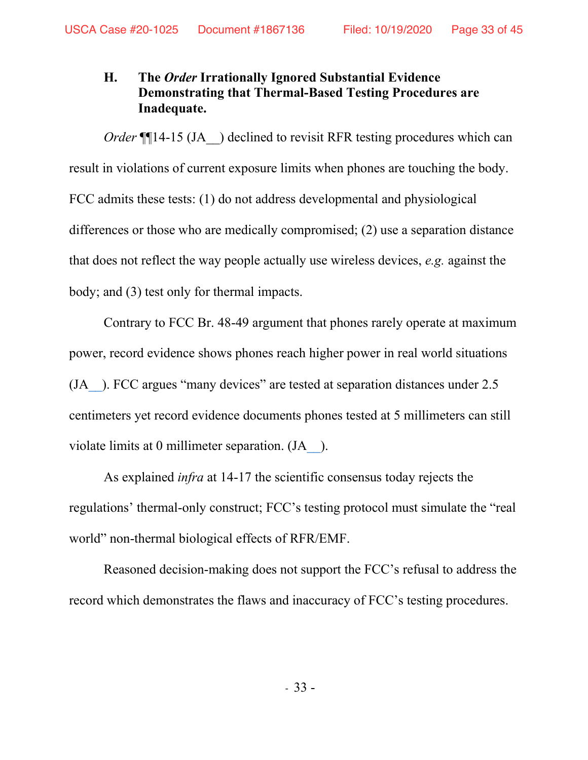### H. The *Order* Irrationally Ignored Substantial Evidence Demonstrating that Thermal-Based Testing Procedures are Inadequate.

*Order* ¶¶14-15 (JA__) declined to revisit RFR testing procedures which can result in violations of current exposure limits when phones are touching the body. FCC admits these tests: (1) do not address developmental and physiological differences or those who are medically compromised; (2) use a separation distance that does not reflect the way people actually use wireless devices, *e.g.* against the body; and (3) test only for thermal impacts.

Contrary to FCC Br. 48-49 argument that phones rarely operate at maximum power, record evidence shows phones reach higher power in real world situations (JA__). FCC argues "many devices" are tested at separation distances under 2.5 centimeters yet record evidence documents phones tested at 5 millimeters can still violate limits at 0 millimeter separation. (JA__).

As explained *infra* at 14-17 the scientific consensus today rejects the regulations' thermal-only construct; FCC's testing protocol must simulate the "real world" non-thermal biological effects of RFR/EMF.

Reasoned decision-making does not support the FCC's refusal to address the record which demonstrates the flaws and inaccuracy of FCC's testing procedures.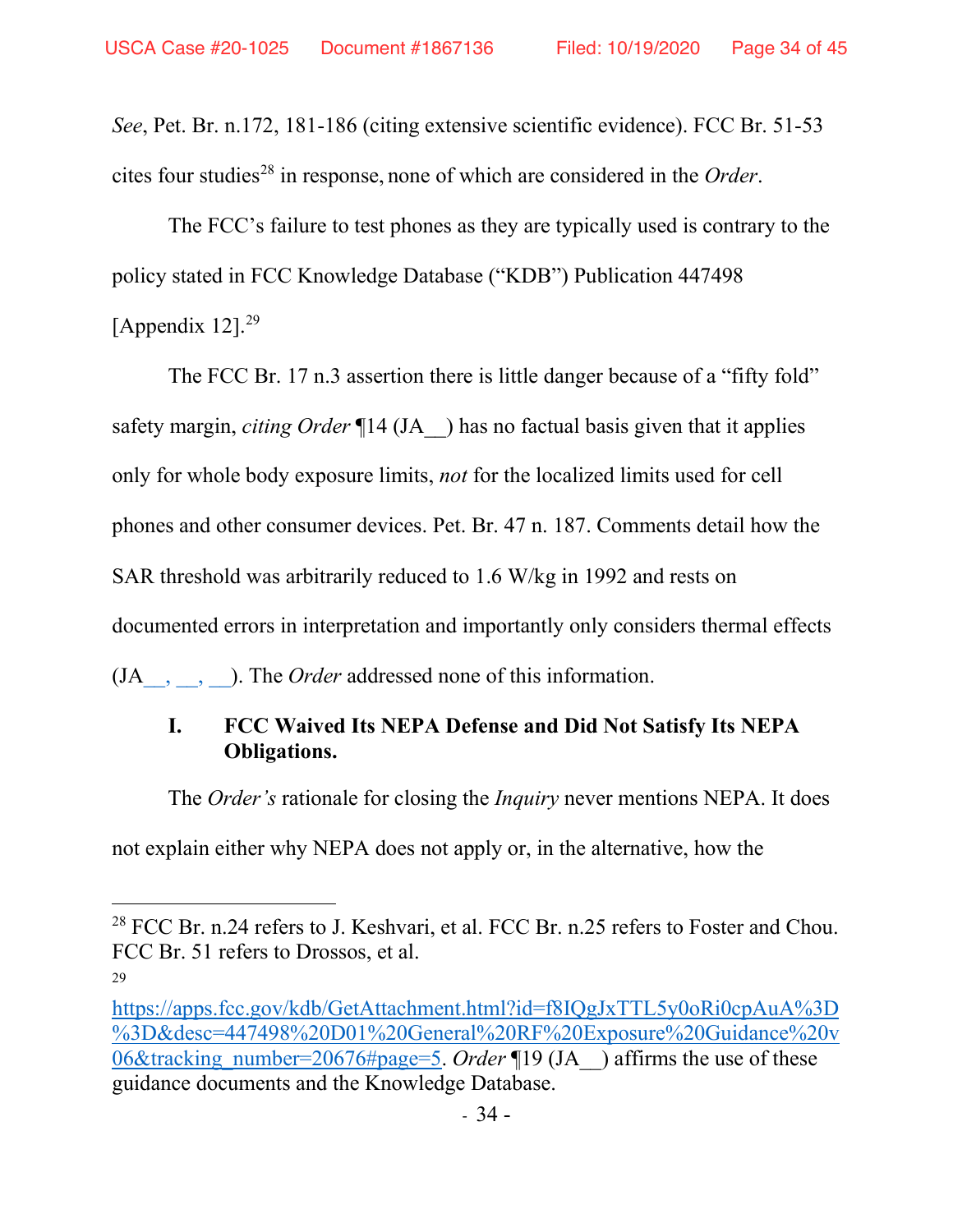*See*, Pet. Br. n.172, 181-186 (citing extensive scientific evidence). FCC Br. 51-53 cites four studies[28] in response, none of which are considered in the *Order*.

The FCC's failure to test phones as they are typically used is contrary to the policy stated in FCC Knowledge Database ("KDB") Publication 447498 [Appendix 12].[29]

The FCC Br. 17 n.3 assertion there is little danger because of a "fifty fold" safety margin, *citing Order* ¶14 (JA__) has no factual basis given that it applies only for whole body exposure limits, *not* for the localized limits used for cell phones and other consumer devices. Pet. Br. 47 n. 187. Comments detail how the SAR threshold was arbitrarily reduced to 1.6 W/kg in 1992 and rests on documented errors in interpretation and importantly only considers thermal effects (JA__, __, __). The *Order* addressed none of this information.

### I. FCC Waived Its NEPA Defense and Did Not Satisfy Its NEPA Obligations.

The *Order's* rationale for closing the *Inquiry* never mentions NEPA. It does not explain either why NEPA does not apply or, in the alternative, how the

---

[28] FCC Br. n.24 refers to J. Keshvari, et al. FCC Br. n.25 refers to Foster and Chou. FCC Br. 51 refers to Drossos, et al.

[29] https://apps.fcc.gov/kdb/GetAttachment.html?id=f8IQgJxTTL5y0oRi0cpAuA%3D%3D&desc=447498%20D01%20General%20RF%20Exposure%20Guidance%20v06&tracking_number=20676#page=5. *Order* ¶19 (JA__) affirms the use of these guidance documents and the Knowledge Database.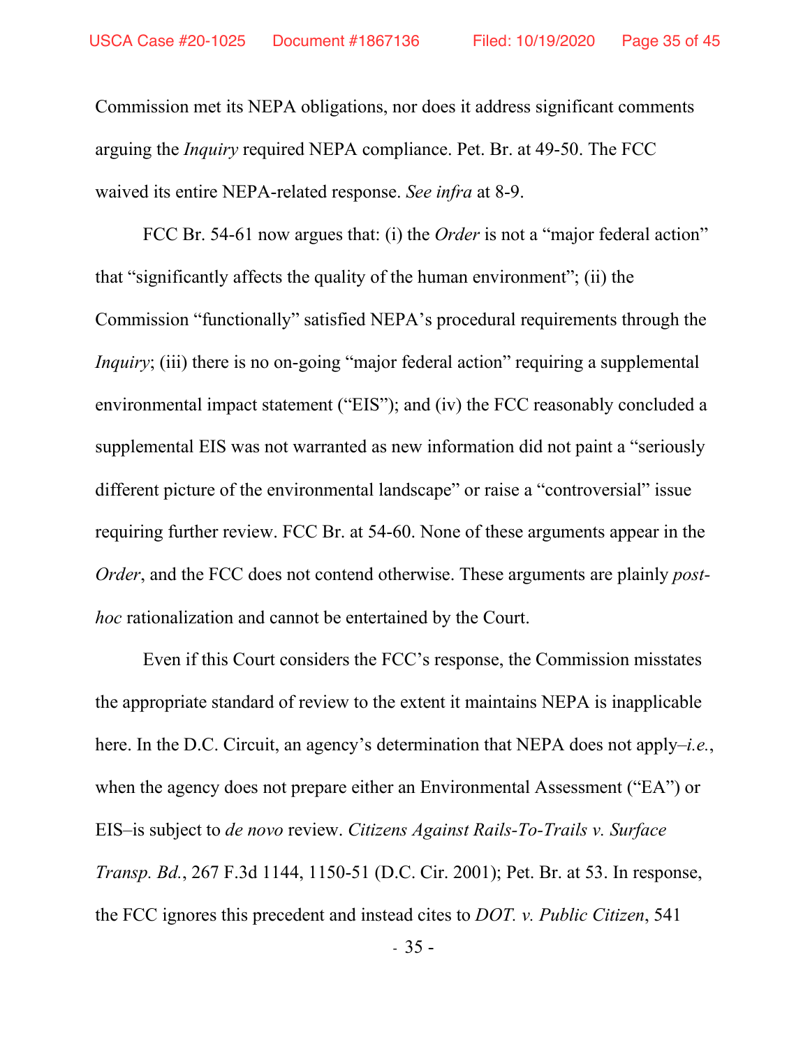Commission met its NEPA obligations, nor does it address significant comments arguing the *Inquiry* required NEPA compliance. Pet. Br. at 49-50. The FCC waived its entire NEPA-related response. *See infra* at 8-9.

FCC Br. 54-61 now argues that: (i) the *Order* is not a "major federal action" that "significantly affects the quality of the human environment"; (ii) the Commission "functionally" satisfied NEPA's procedural requirements through the *Inquiry*; (iii) there is no on-going "major federal action" requiring a supplemental environmental impact statement ("EIS"); and (iv) the FCC reasonably concluded a supplemental EIS was not warranted as new information did not paint a "seriously different picture of the environmental landscape" or raise a "controversial" issue requiring further review. FCC Br. at 54-60. None of these arguments appear in the *Order*, and the FCC does not contend otherwise. These arguments are plainly *post-hoc* rationalization and cannot be entertained by the Court.

Even if this Court considers the FCC's response, the Commission misstates the appropriate standard of review to the extent it maintains NEPA is inapplicable here. In the D.C. Circuit, an agency's determination that NEPA does not apply–*i.e.*, when the agency does not prepare either an Environmental Assessment ("EA") or EIS–is subject to *de novo* review. *Citizens Against Rails-To-Trails v. Surface Transp. Bd.*, 267 F.3d 1144, 1150-51 (D.C. Cir. 2001); Pet. Br. at 53. In response, the FCC ignores this precedent and instead cites to *DOT. v. Public Citizen*, 541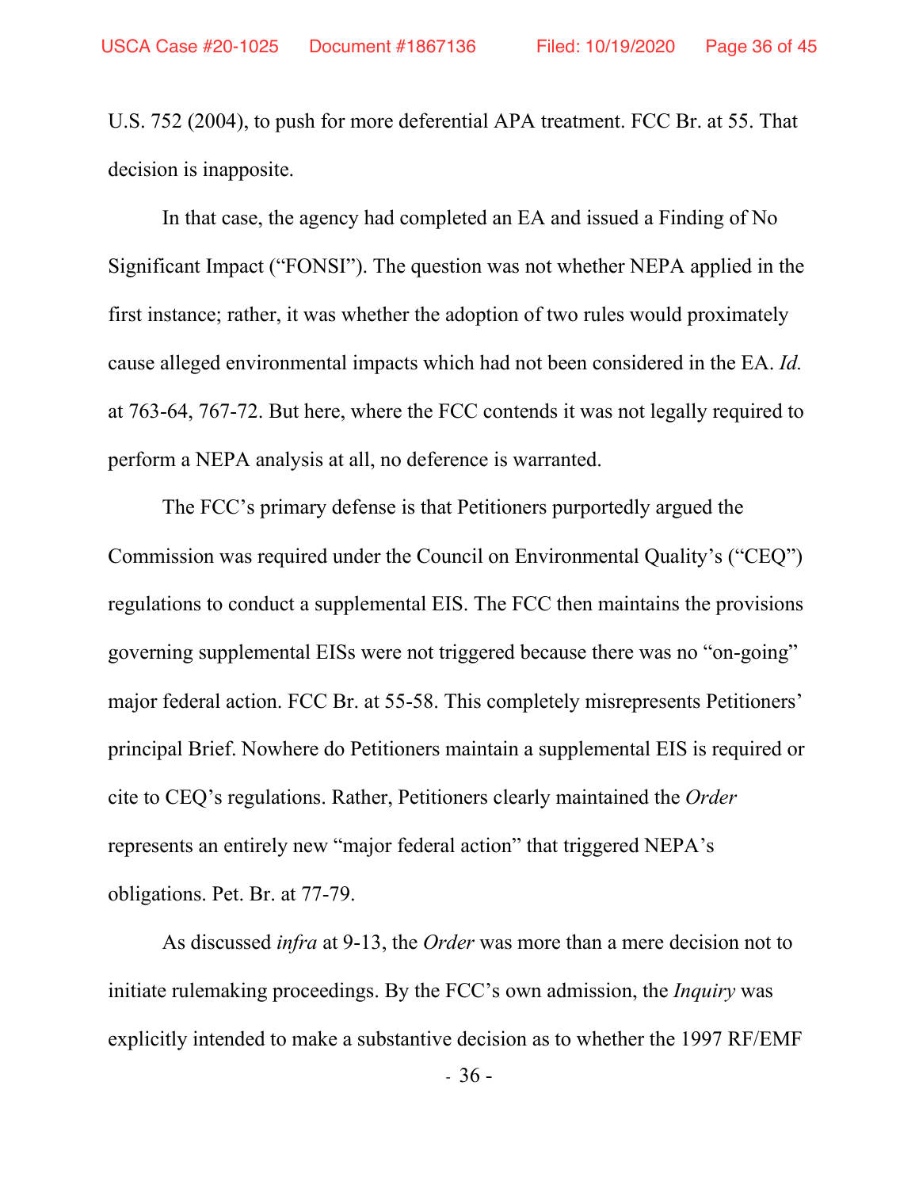U.S. 752 (2004), to push for more deferential APA treatment. FCC Br. at 55. That decision is inapposite.

In that case, the agency had completed an EA and issued a Finding of No Significant Impact ("FONSI"). The question was not whether NEPA applied in the first instance; rather, it was whether the adoption of two rules would proximately cause alleged environmental impacts which had not been considered in the EA. *Id.* at 763-64, 767-72. But here, where the FCC contends it was not legally required to perform a NEPA analysis at all, no deference is warranted.

The FCC's primary defense is that Petitioners purportedly argued the Commission was required under the Council on Environmental Quality's ("CEQ") regulations to conduct a supplemental EIS. The FCC then maintains the provisions governing supplemental EISs were not triggered because there was no "on-going" major federal action. FCC Br. at 55-58. This completely misrepresents Petitioners' principal Brief. Nowhere do Petitioners maintain a supplemental EIS is required or cite to CEQ's regulations. Rather, Petitioners clearly maintained the *Order* represents an entirely new "major federal action" that triggered NEPA's obligations. Pet. Br. at 77-79.

As discussed *infra* at 9-13, the *Order* was more than a mere decision not to initiate rulemaking proceedings. By the FCC's own admission, the *Inquiry* was explicitly intended to make a substantive decision as to whether the 1997 RF/EMF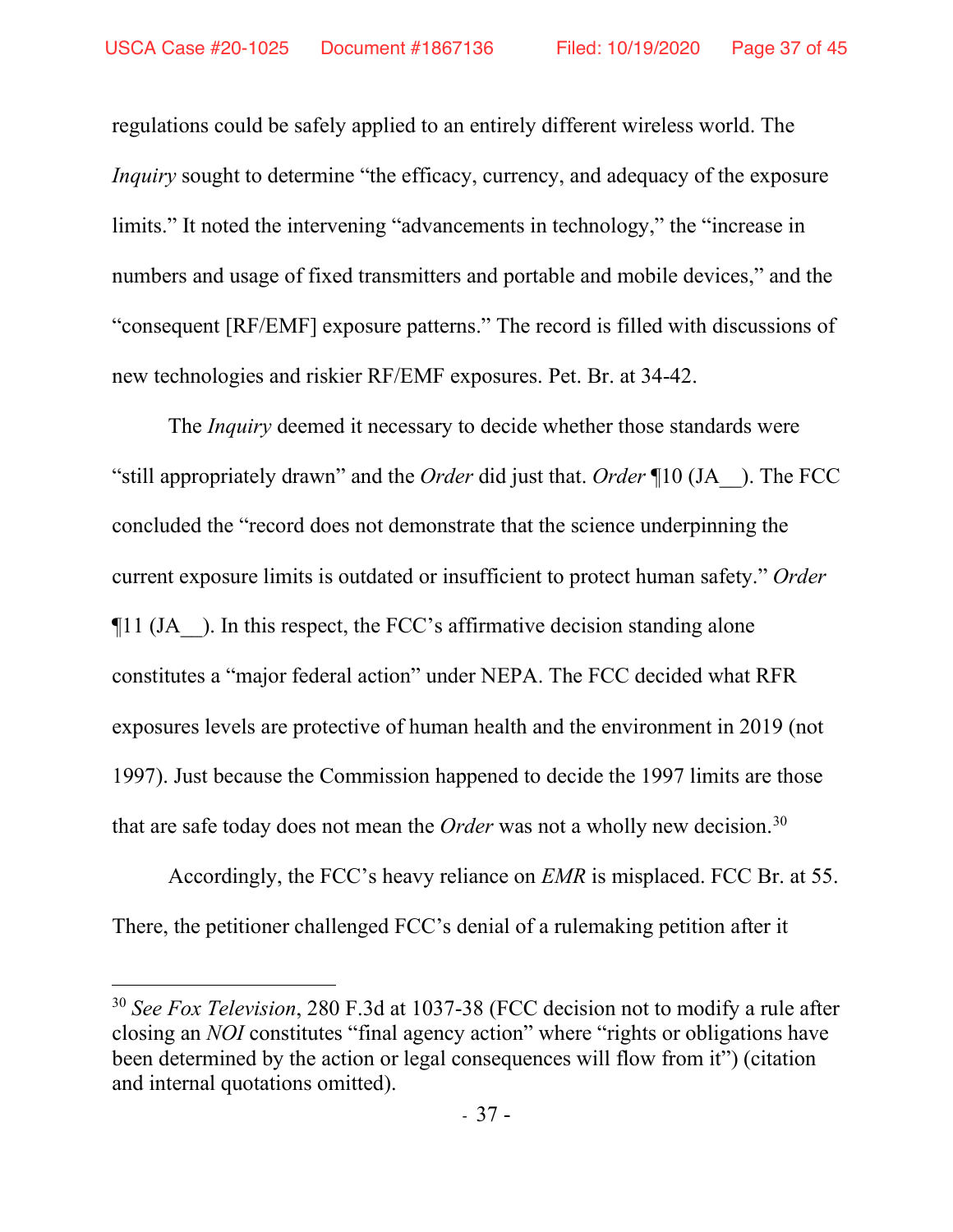regulations could be safely applied to an entirely different wireless world. The *Inquiry* sought to determine "the efficacy, currency, and adequacy of the exposure limits." It noted the intervening "advancements in technology," the "increase in numbers and usage of fixed transmitters and portable and mobile devices," and the "consequent [RF/EMF] exposure patterns." The record is filled with discussions of new technologies and riskier RF/EMF exposures. Pet. Br. at 34-42.

The *Inquiry* deemed it necessary to decide whether those standards were "still appropriately drawn" and the *Order* did just that. *Order* ¶10 (JA__). The FCC concluded the "record does not demonstrate that the science underpinning the current exposure limits is outdated or insufficient to protect human safety." *Order* ¶11 (JA__). In this respect, the FCC's affirmative decision standing alone constitutes a "major federal action" under NEPA. The FCC decided what RFR exposures levels are protective of human health and the environment in 2019 (not 1997). Just because the Commission happened to decide the 1997 limits are those that are safe today does not mean the *Order* was not a wholly new decision.[30]

Accordingly, the FCC's heavy reliance on *EMR* is misplaced. FCC Br. at 55. There, the petitioner challenged FCC's denial of a rulemaking petition after it

---

[30] *See Fox Television*, 280 F.3d at 1037-38 (FCC decision not to modify a rule after closing an *NOI* constitutes "final agency action" where "rights or obligations have been determined by the action or legal consequences will flow from it") (citation and internal quotations omitted).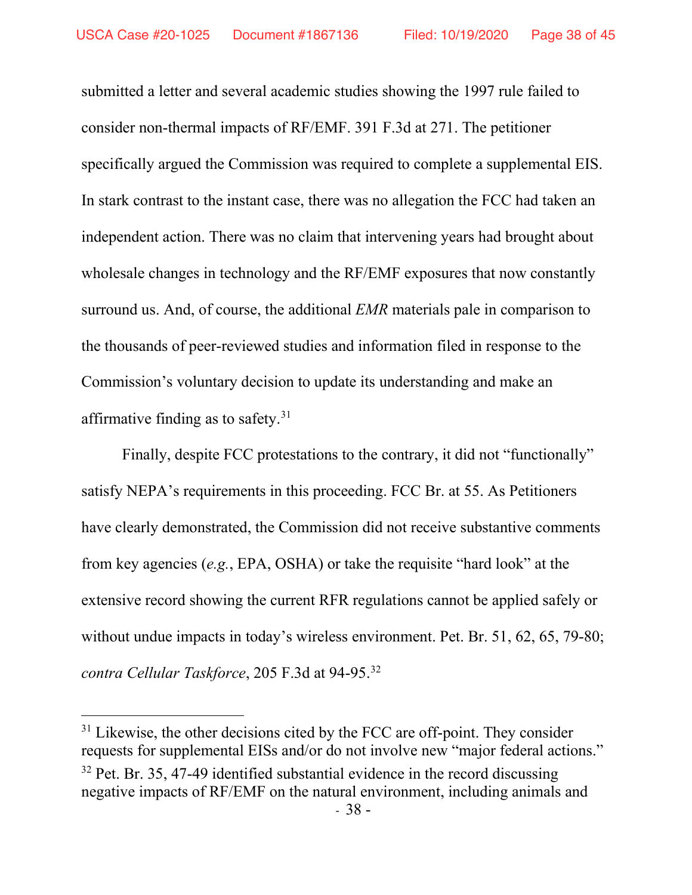submitted a letter and several academic studies showing the 1997 rule failed to consider non-thermal impacts of RF/EMF. 391 F.3d at 271. The petitioner specifically argued the Commission was required to complete a supplemental EIS. In stark contrast to the instant case, there was no allegation the FCC had taken an independent action. There was no claim that intervening years had brought about wholesale changes in technology and the RF/EMF exposures that now constantly surround us. And, of course, the additional *EMR* materials pale in comparison to the thousands of peer-reviewed studies and information filed in response to the Commission's voluntary decision to update its understanding and make an affirmative finding as to safety.[31]

Finally, despite FCC protestations to the contrary, it did not "functionally" satisfy NEPA's requirements in this proceeding. FCC Br. at 55. As Petitioners have clearly demonstrated, the Commission did not receive substantive comments from key agencies (*e.g.*, EPA, OSHA) or take the requisite "hard look" at the extensive record showing the current RFR regulations cannot be applied safely or without undue impacts in today's wireless environment. Pet. Br. 51, 62, 65, 79-80; *contra Cellular Taskforce*, 205 F.3d at 94-95.[32]

---

[31] Likewise, the other decisions cited by the FCC are off-point. They consider requests for supplemental EISs and/or do not involve new "major federal actions."

[32] Pet. Br. 35, 47-49 identified substantial evidence in the record discussing negative impacts of RF/EMF on the natural environment, including animals and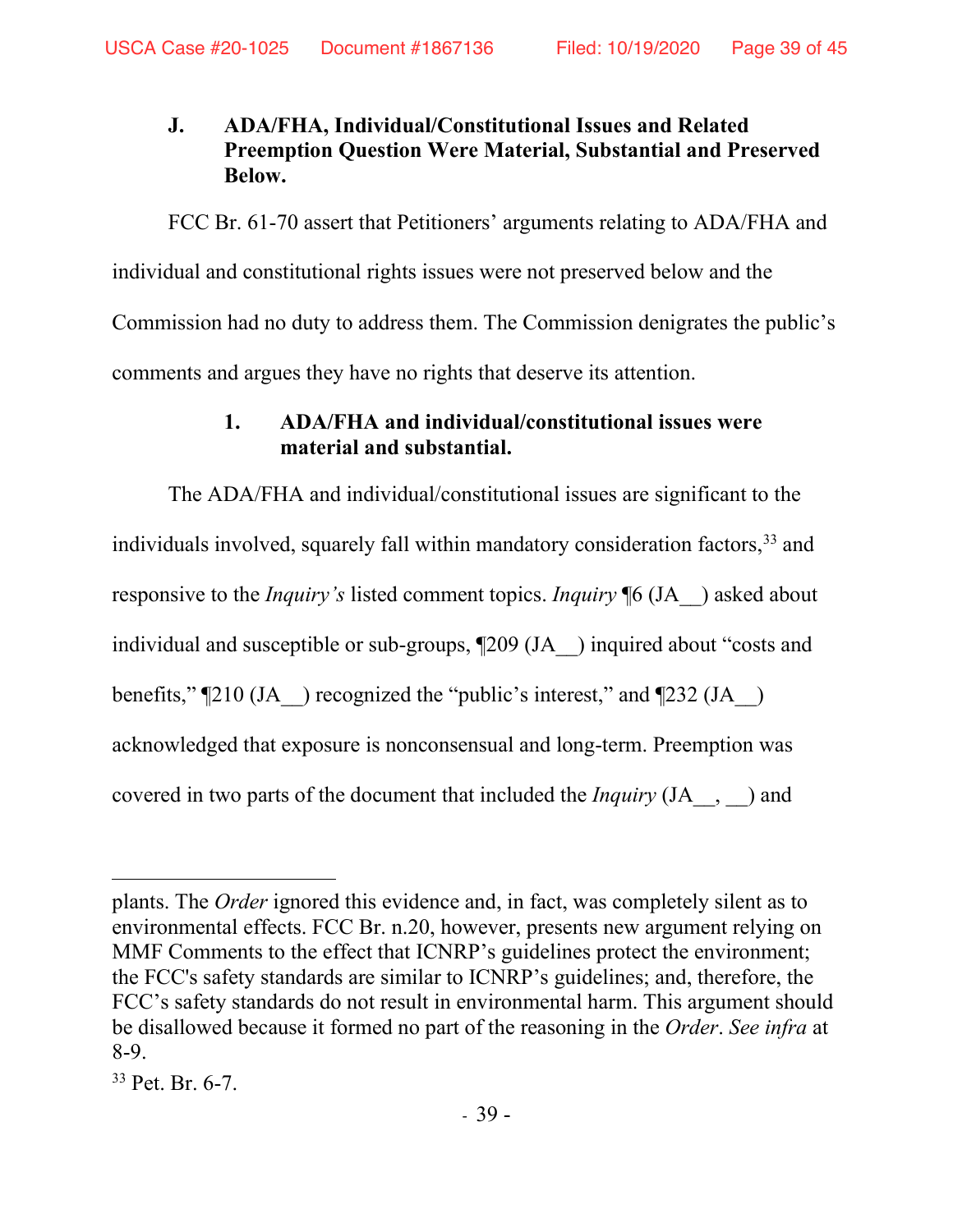### J. ADA/FHA, Individual/Constitutional Issues and Related Preemption Question Were Material, Substantial and Preserved Below.

FCC Br. 61-70 assert that Petitioners' arguments relating to ADA/FHA and individual and constitutional rights issues were not preserved below and the Commission had no duty to address them. The Commission denigrates the public's comments and argues they have no rights that deserve its attention.

#### 1. ADA/FHA and individual/constitutional issues were material and substantial.

The ADA/FHA and individual/constitutional issues are significant to the individuals involved, squarely fall within mandatory consideration factors,[33] and responsive to the *Inquiry's* listed comment topics. *Inquiry* ¶6 (JA__) asked about individual and susceptible or sub-groups, ¶209 (JA__) inquired about "costs and benefits," ¶210 (JA__) recognized the "public's interest," and ¶232 (JA__) acknowledged that exposure is nonconsensual and long-term. Preemption was covered in two parts of the document that included the *Inquiry* (JA__, __) and

---

plants. The *Order* ignored this evidence and, in fact, was completely silent as to environmental effects. FCC Br. n.20, however, presents new argument relying on MMF Comments to the effect that ICNRP's guidelines protect the environment; the FCC's safety standards are similar to ICNRP's guidelines; and, therefore, the FCC's safety standards do not result in environmental harm. This argument should be disallowed because it formed no part of the reasoning in the *Order*. *See infra* at 8-9.

[33] Pet. Br. 6-7.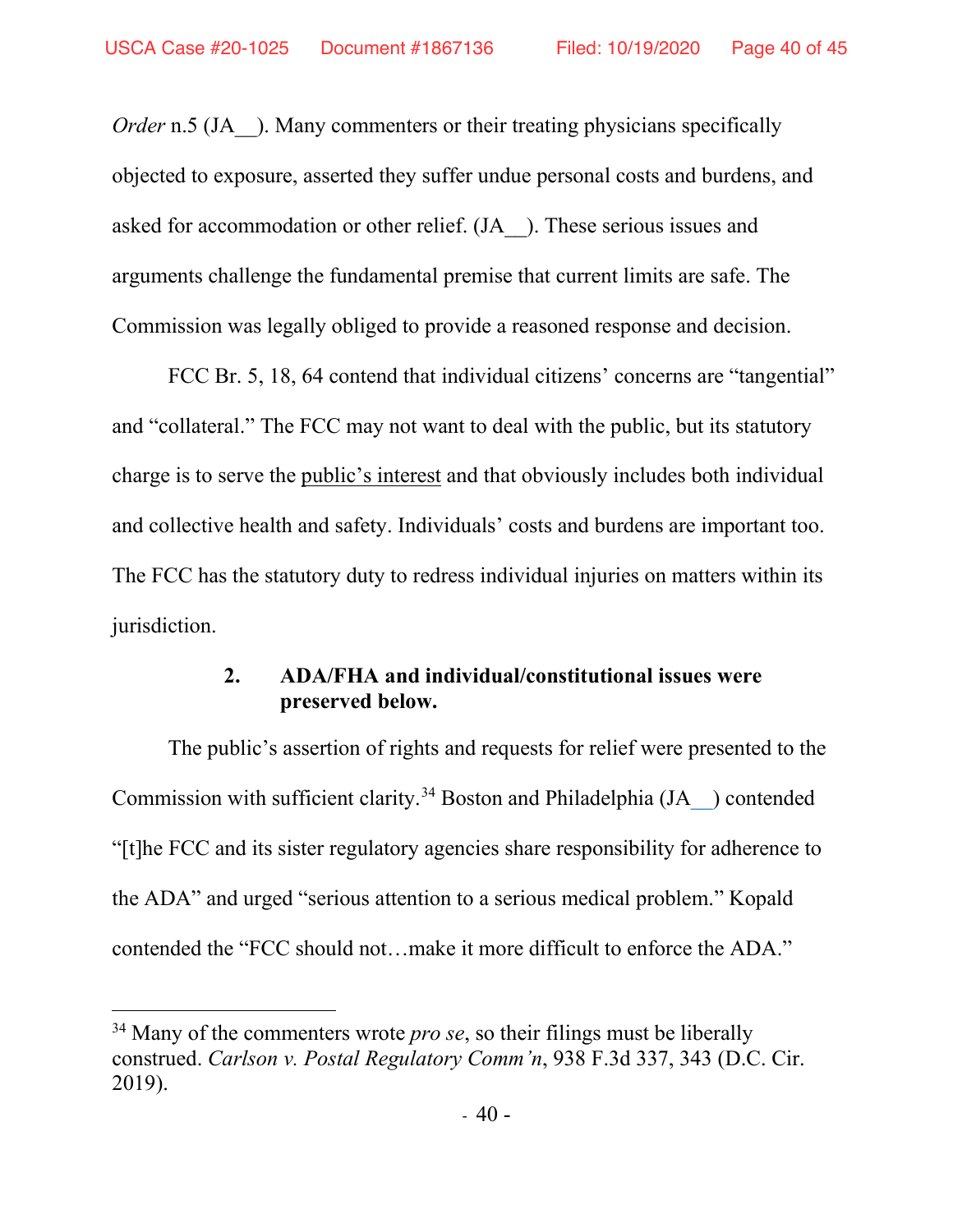*Order* n.5 (JA__). Many commenters or their treating physicians specifically objected to exposure, asserted they suffer undue personal costs and burdens, and asked for accommodation or other relief. (JA__). These serious issues and arguments challenge the fundamental premise that current limits are safe. The Commission was legally obliged to provide a reasoned response and decision.

FCC Br. 5, 18, 64 contend that individual citizens' concerns are "tangential" and "collateral." The FCC may not want to deal with the public, but its statutory charge is to serve the <u>public's interest</u> and that obviously includes both individual and collective health and safety. Individuals' costs and burdens are important too. The FCC has the statutory duty to redress individual injuries on matters within its jurisdiction.

### 2. ADA/FHA and individual/constitutional issues were preserved below.

The public's assertion of rights and requests for relief were presented to the Commission with sufficient clarity.[34] Boston and Philadelphia (JA__) contended "[t]he FCC and its sister regulatory agencies share responsibility for adherence to the ADA" and urged "serious attention to a serious medical problem." Kopald contended the "FCC should not…make it more difficult to enforce the ADA."

---

[34] Many of the commenters wrote *pro se*, so their filings must be liberally construed. *Carlson v. Postal Regulatory Comm'n*, 938 F.3d 337, 343 (D.C. Cir. 2019).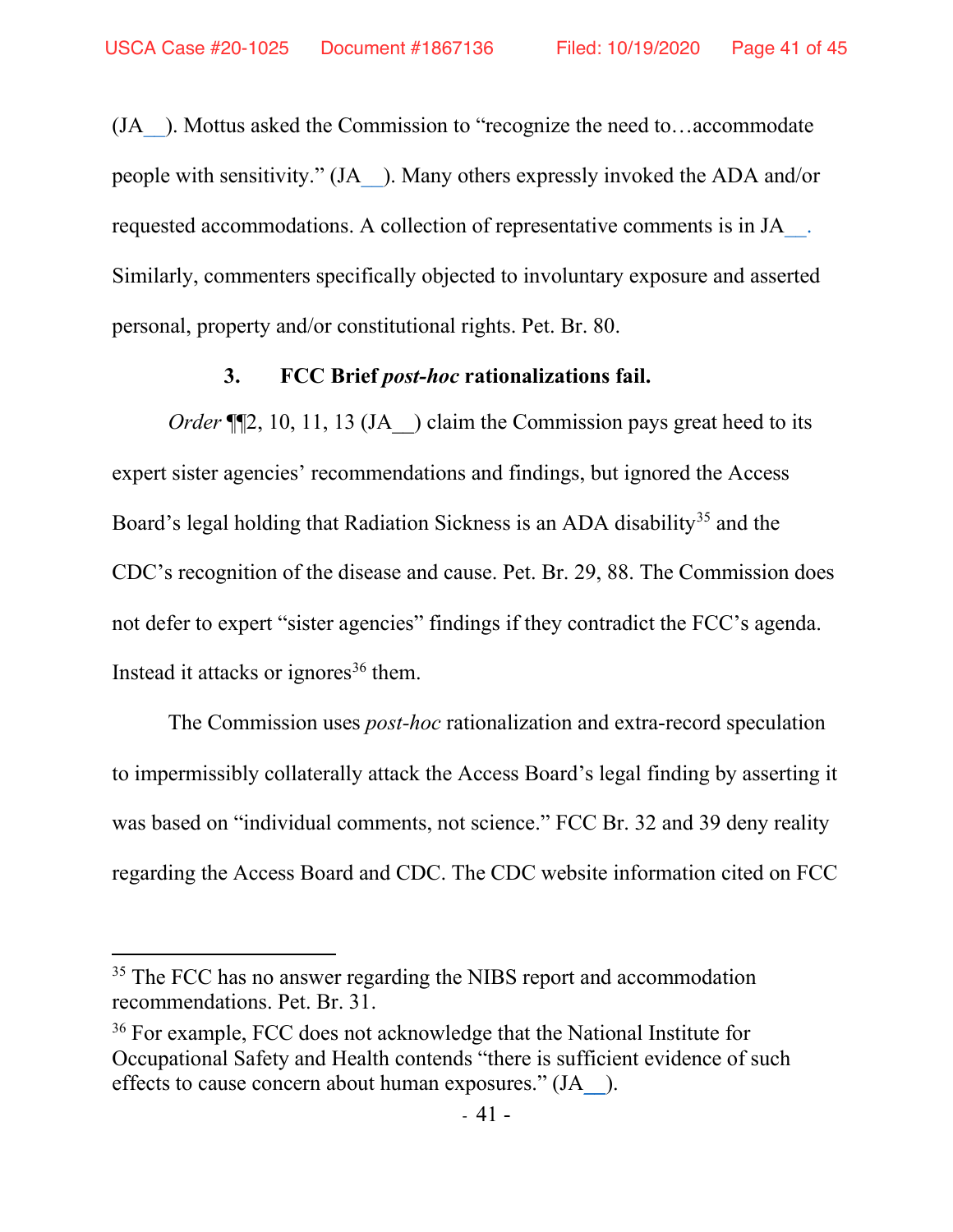(JA__). Mottus asked the Commission to "recognize the need to…accommodate people with sensitivity." (JA__). Many others expressly invoked the ADA and/or requested accommodations. A collection of representative comments is in JA__. Similarly, commenters specifically objected to involuntary exposure and asserted personal, property and/or constitutional rights. Pet. Br. 80.

### 3. FCC Brief *post-hoc* rationalizations fail.

*Order* ¶¶2, 10, 11, 13 (JA__) claim the Commission pays great heed to its expert sister agencies' recommendations and findings, but ignored the Access Board's legal holding that Radiation Sickness is an ADA disability[35] and the CDC's recognition of the disease and cause. Pet. Br. 29, 88. The Commission does not defer to expert "sister agencies" findings if they contradict the FCC's agenda. Instead it attacks or ignores[36] them.

The Commission uses *post-hoc* rationalization and extra-record speculation to impermissibly collaterally attack the Access Board's legal finding by asserting it was based on "individual comments, not science." FCC Br. 32 and 39 deny reality regarding the Access Board and CDC. The CDC website information cited on FCC

---

[35] The FCC has no answer regarding the NIBS report and accommodation recommendations. Pet. Br. 31.

[36] For example, FCC does not acknowledge that the National Institute for Occupational Safety and Health contends "there is sufficient evidence of such effects to cause concern about human exposures." (JA__).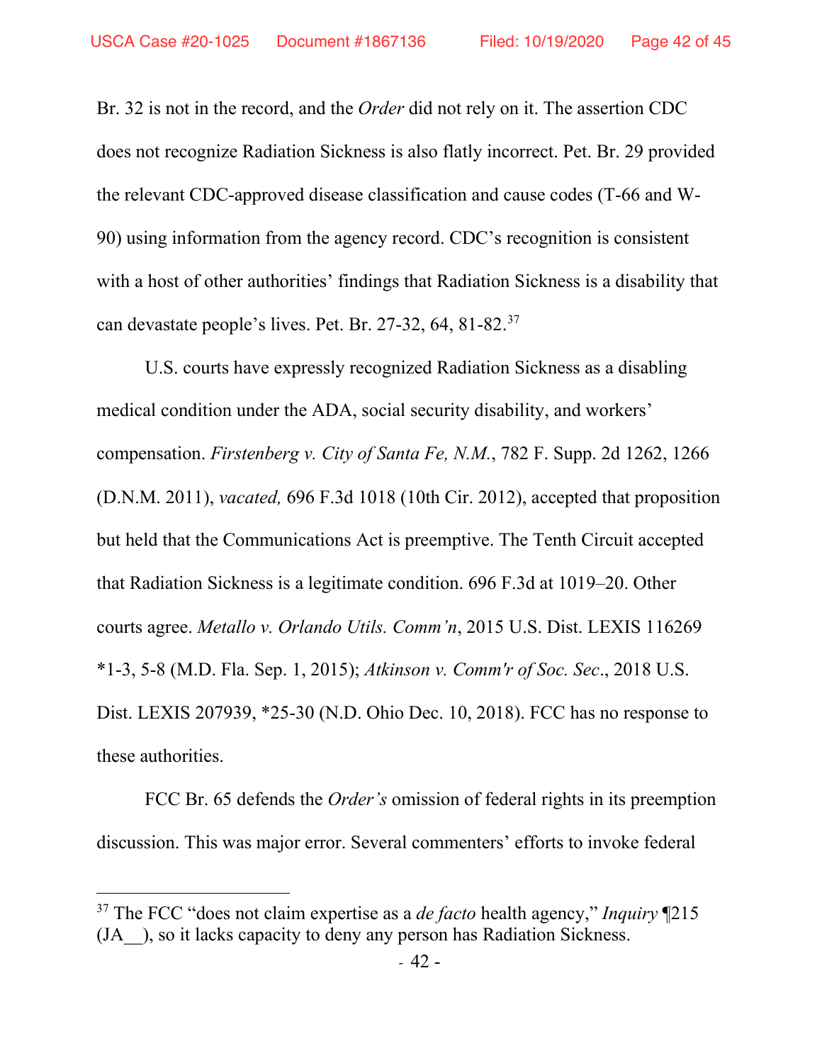Br. 32 is not in the record, and the *Order* did not rely on it. The assertion CDC does not recognize Radiation Sickness is also flatly incorrect. Pet. Br. 29 provided the relevant CDC-approved disease classification and cause codes (T-66 and W-90) using information from the agency record. CDC's recognition is consistent with a host of other authorities' findings that Radiation Sickness is a disability that can devastate people's lives. Pet. Br. 27-32, 64, 81-82.[37]

U.S. courts have expressly recognized Radiation Sickness as a disabling medical condition under the ADA, social security disability, and workers' compensation. *Firstenberg v. City of Santa Fe, N.M.*, 782 F. Supp. 2d 1262, 1266 (D.N.M. 2011), *vacated,* 696 F.3d 1018 (10th Cir. 2012), accepted that proposition but held that the Communications Act is preemptive. The Tenth Circuit accepted that Radiation Sickness is a legitimate condition. 696 F.3d at 1019–20. Other courts agree. *Metallo v. Orlando Utils. Comm'n*, 2015 U.S. Dist. LEXIS 116269 *1-3, 5-8 (M.D. Fla. Sep. 1, 2015); *Atkinson v. Comm'r of Soc. Sec*., 2018 U.S. Dist. LEXIS 207939, *25-30 (N.D. Ohio Dec. 10, 2018). FCC has no response to these authorities.

FCC Br. 65 defends the *Order's* omission of federal rights in its preemption discussion. This was major error. Several commenters' efforts to invoke federal

---

[37] The FCC "does not claim expertise as a *de facto* health agency," *Inquiry* ¶215 (JA__), so it lacks capacity to deny any person has Radiation Sickness.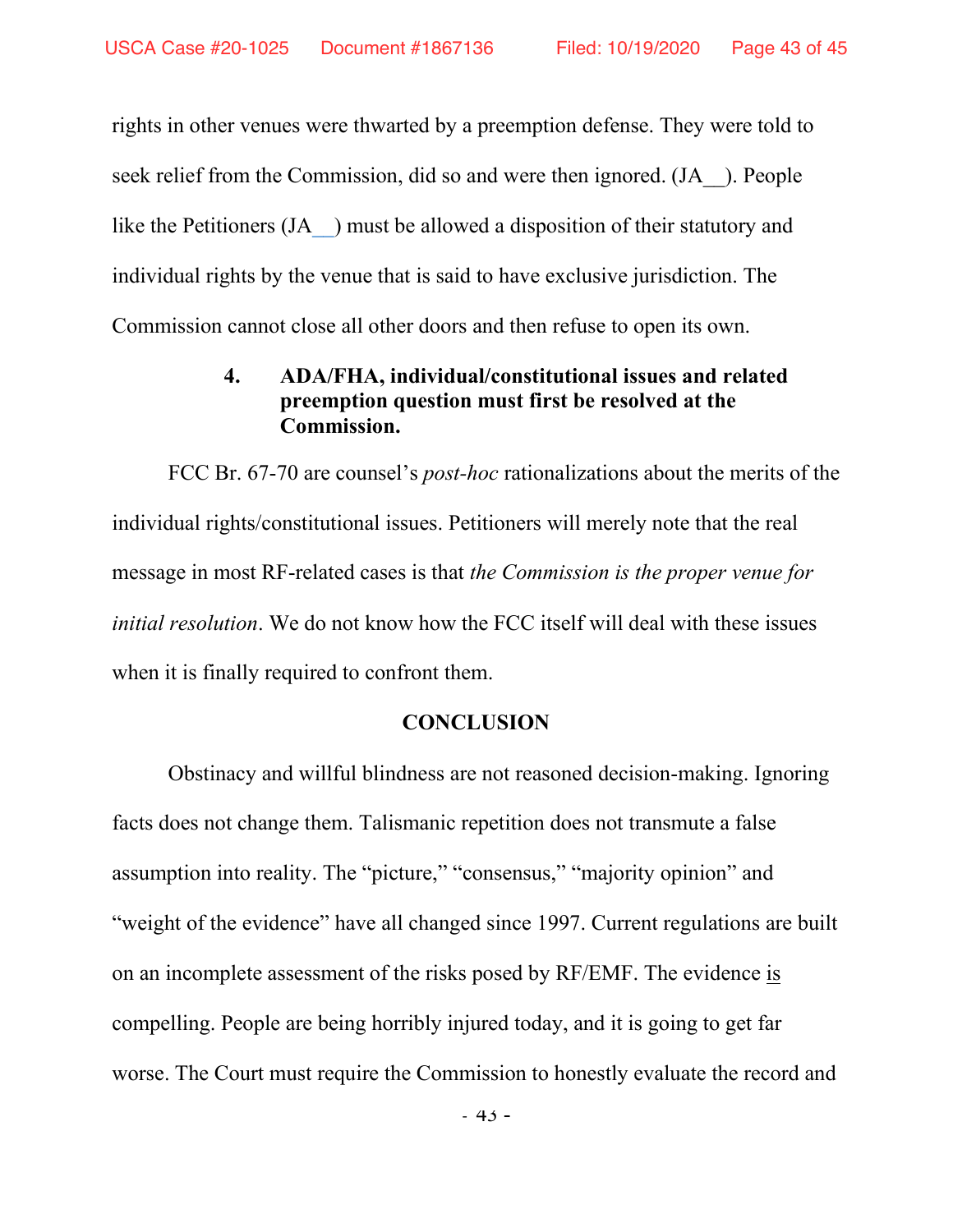rights in other venues were thwarted by a preemption defense. They were told to seek relief from the Commission, did so and were then ignored. (JA__). People like the Petitioners (JA__) must be allowed a disposition of their statutory and individual rights by the venue that is said to have exclusive jurisdiction. The Commission cannot close all other doors and then refuse to open its own.

### 4. ADA/FHA, individual/constitutional issues and related preemption question must first be resolved at the Commission.

FCC Br. 67-70 are counsel's *post-hoc* rationalizations about the merits of the individual rights/constitutional issues. Petitioners will merely note that the real message in most RF-related cases is that *the Commission is the proper venue for initial resolution*. We do not know how the FCC itself will deal with these issues when it is finally required to confront them.

## CONCLUSION

Obstinacy and willful blindness are not reasoned decision-making. Ignoring facts does not change them. Talismanic repetition does not transmute a false assumption into reality. The "picture," "consensus," "majority opinion" and "weight of the evidence" have all changed since 1997. Current regulations are built on an incomplete assessment of the risks posed by RF/EMF. The evidence <u>is</u> compelling. People are being horribly injured today, and it is going to get far worse. The Court must require the Commission to honestly evaluate the record and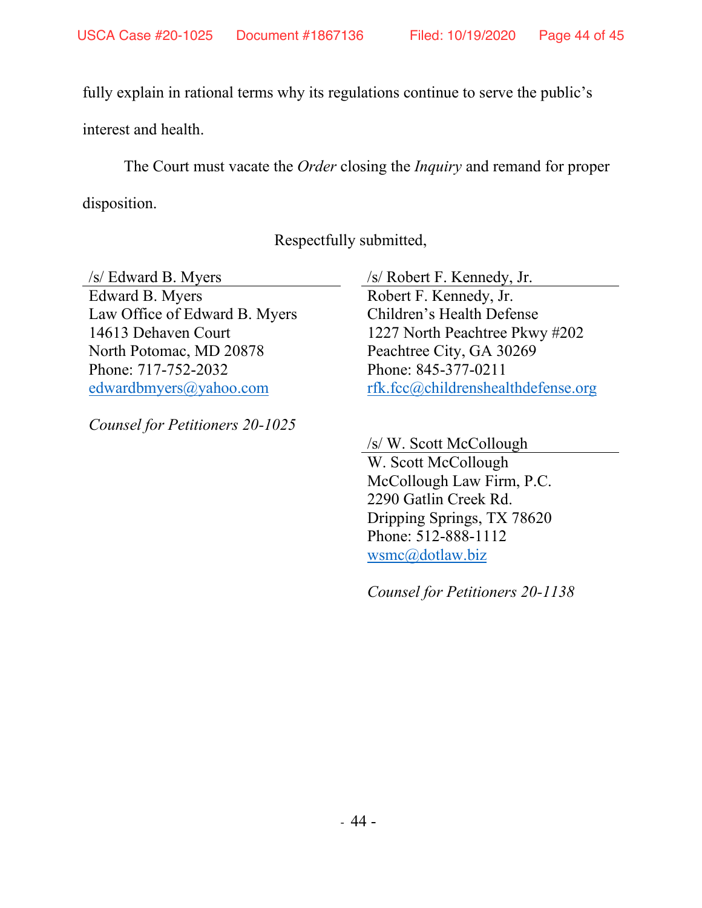fully explain in rational terms why its regulations continue to serve the public's interest and health.

The Court must vacate the *Order* closing the *Inquiry* and remand for proper disposition.

Respectfully submitted,

/s/ Edward B. Myers
Edward B. Myers
Law Office of Edward B. Myers
14613 Dehaven Court
North Potomac, MD 20878
Phone: 717-752-2032
edwardbmyers@yahoo.com

*Counsel for Petitioners 20-1025*

/s/ Robert F. Kennedy, Jr.
Robert F. Kennedy, Jr.
Children's Health Defense
1227 North Peachtree Pkwy #202
Peachtree City, GA 30269
Phone: 845-377-0211
rfk.fcc@childrenshealthdefense.org

/s/ W. Scott McCollough
W. Scott McCollough
McCollough Law Firm, P.C.
2290 Gatlin Creek Rd.
Dripping Springs, TX 78620
Phone: 512-888-1112
wsmc@dotlaw.biz

*Counsel for Petitioners 20-1138*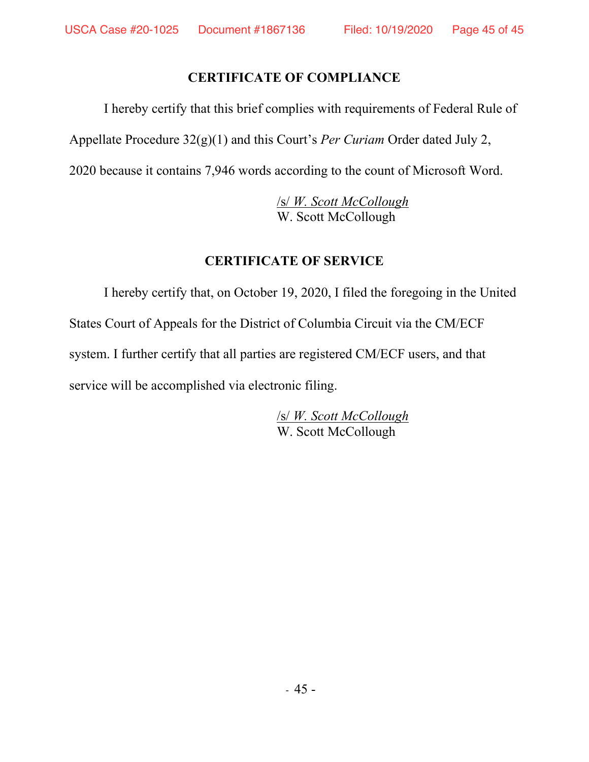## CERTIFICATE OF COMPLIANCE

I hereby certify that this brief complies with requirements of Federal Rule of Appellate Procedure 32(g)(1) and this Court's *Per Curiam* Order dated July 2, 2020 because it contains 7,946 words according to the count of Microsoft Word.

/s/ *W. Scott McCollough*
W. Scott McCollough

## CERTIFICATE OF SERVICE

I hereby certify that, on October 19, 2020, I filed the foregoing in the United States Court of Appeals for the District of Columbia Circuit via the CM/ECF system. I further certify that all parties are registered CM/ECF users, and that service will be accomplished via electronic filing.

/s/ *W. Scott McCollough*
W. Scott McCollough